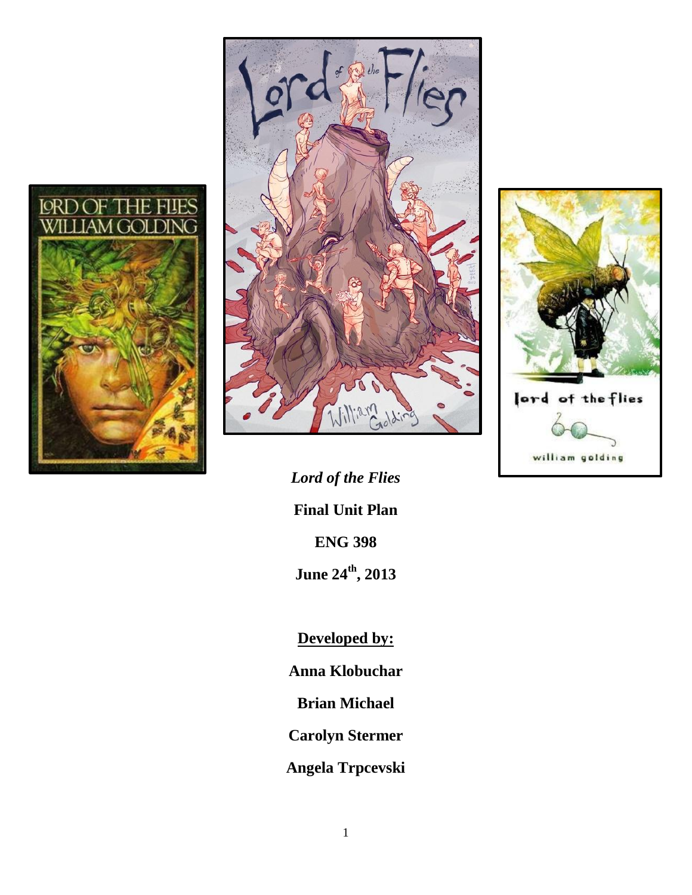*Lord of the Flies*

**Final Unit Plan**

**ENG 398**

**June 24th, 2013**

**Developed by:**

**Anna Klobuchar**

**Brian Michael**

**Carolyn Stermer**

**Angela Trpcevski**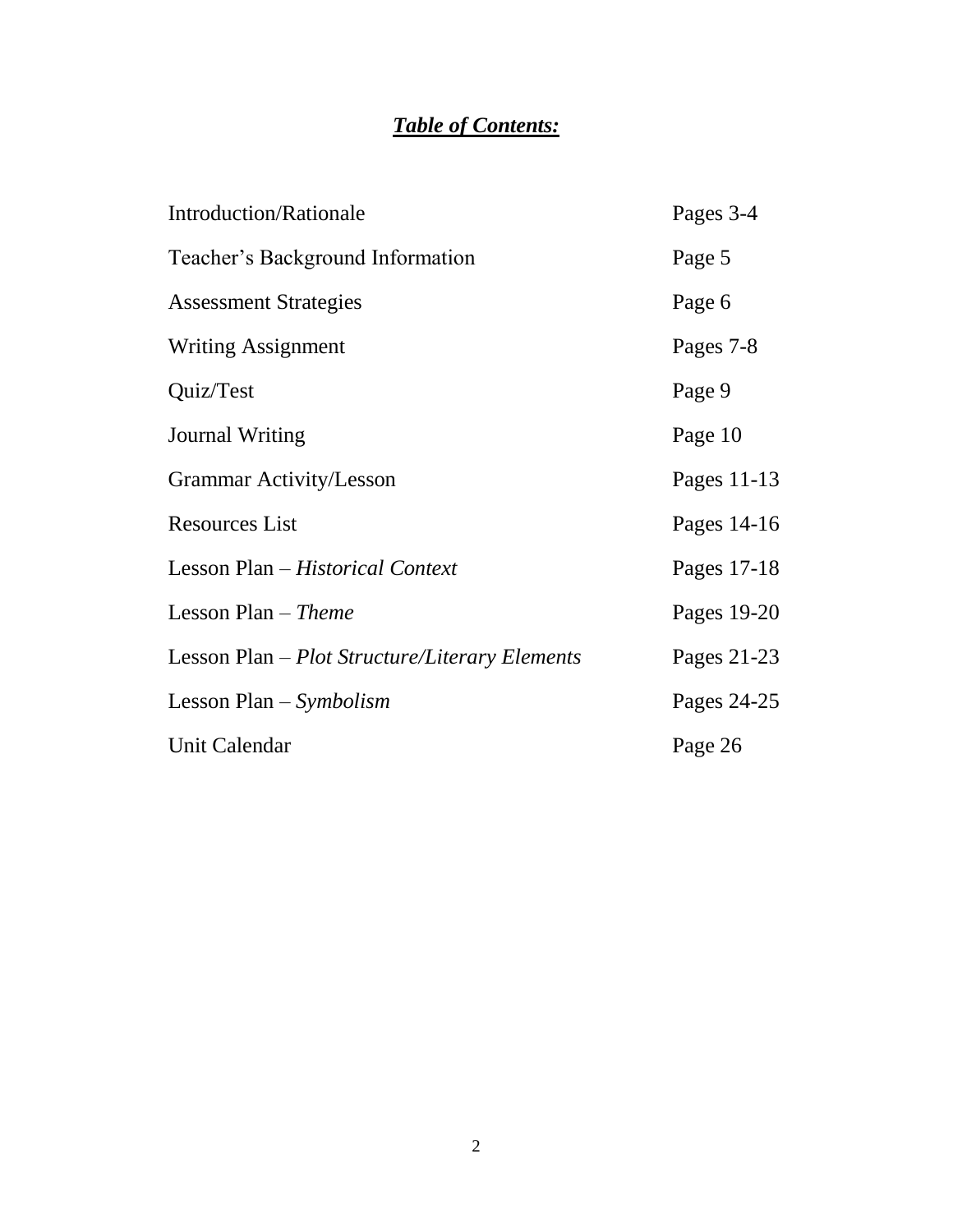# ***Table of Contents:***

| | |
|---|---|
| Introduction/Rationale | Pages 3-4 |
| Teacher's Background Information | Page 5 |
| Assessment Strategies | Page 6 |
| Writing Assignment | Pages 7-8 |
| Quiz/Test | Page 9 |
| Journal Writing | Page 10 |
| Grammar Activity/Lesson | Pages 11-13 |
| Resources List | Pages 14-16 |
| Lesson Plan – *Historical Context* | Pages 17-18 |
| Lesson Plan – *Theme* | Pages 19-20 |
| Lesson Plan – *Plot Structure/Literary Elements* | Pages 21-23 |
| Lesson Plan – *Symbolism* | Pages 24-25 |
| Unit Calendar | Page 26 |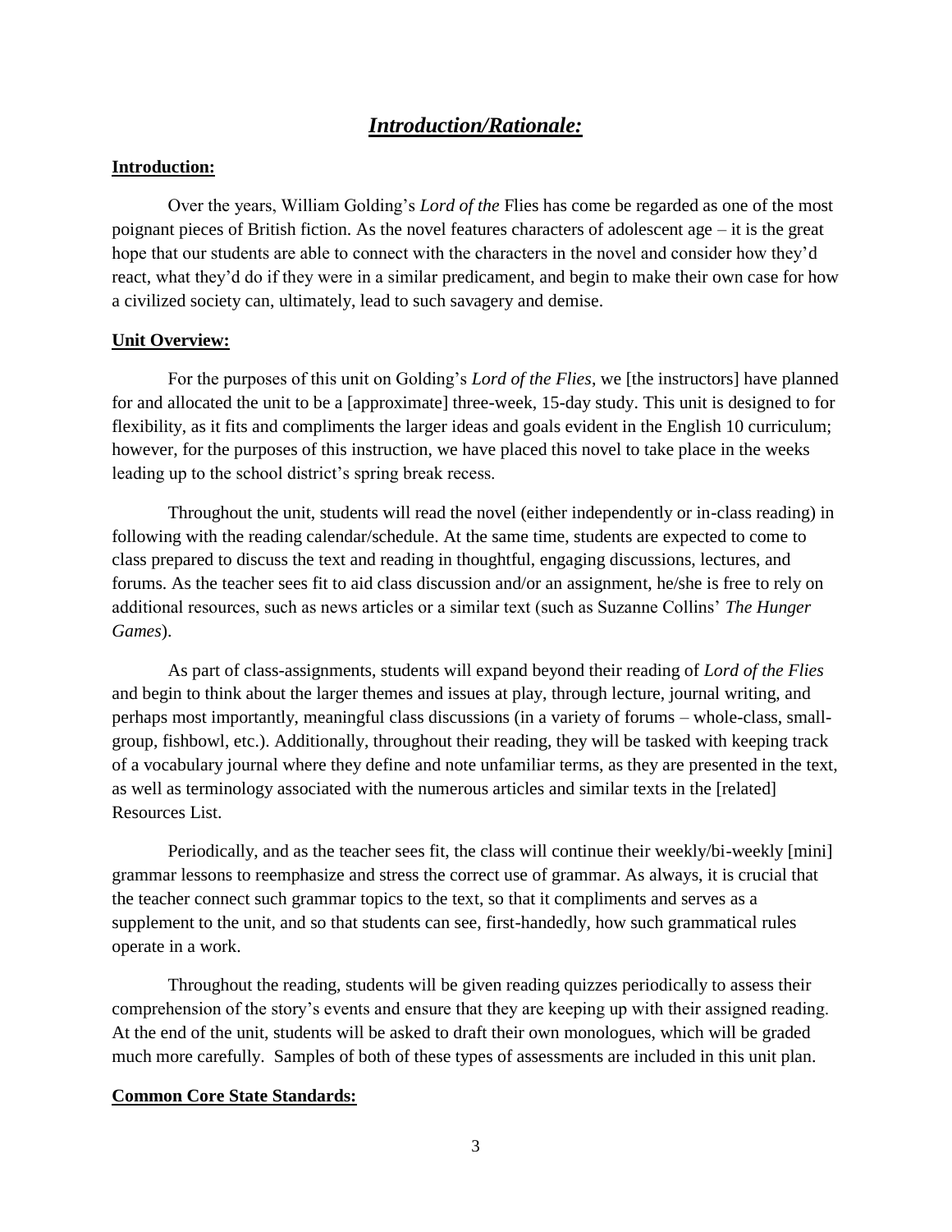# ***Introduction/Rationale:***

**Introduction:**

Over the years, William Golding's *Lord of the* Flies has come be regarded as one of the most poignant pieces of British fiction. As the novel features characters of adolescent age – it is the great hope that our students are able to connect with the characters in the novel and consider how they'd react, what they'd do if they were in a similar predicament, and begin to make their own case for how a civilized society can, ultimately, lead to such savagery and demise.

**Unit Overview:**

For the purposes of this unit on Golding's *Lord of the Flies*, we [the instructors] have planned for and allocated the unit to be a [approximate] three-week, 15-day study. This unit is designed to for flexibility, as it fits and compliments the larger ideas and goals evident in the English 10 curriculum; however, for the purposes of this instruction, we have placed this novel to take place in the weeks leading up to the school district's spring break recess.

Throughout the unit, students will read the novel (either independently or in-class reading) in following with the reading calendar/schedule. At the same time, students are expected to come to class prepared to discuss the text and reading in thoughtful, engaging discussions, lectures, and forums. As the teacher sees fit to aid class discussion and/or an assignment, he/she is free to rely on additional resources, such as news articles or a similar text (such as Suzanne Collins' *The Hunger Games*).

As part of class-assignments, students will expand beyond their reading of *Lord of the Flies* and begin to think about the larger themes and issues at play, through lecture, journal writing, and perhaps most importantly, meaningful class discussions (in a variety of forums – whole-class, small-group, fishbowl, etc.). Additionally, throughout their reading, they will be tasked with keeping track of a vocabulary journal where they define and note unfamiliar terms, as they are presented in the text, as well as terminology associated with the numerous articles and similar texts in the [related] Resources List.

Periodically, and as the teacher sees fit, the class will continue their weekly/bi-weekly [mini] grammar lessons to reemphasize and stress the correct use of grammar. As always, it is crucial that the teacher connect such grammar topics to the text, so that it compliments and serves as a supplement to the unit, and so that students can see, first-handedly, how such grammatical rules operate in a work.

Throughout the reading, students will be given reading quizzes periodically to assess their comprehension of the story's events and ensure that they are keeping up with their assigned reading. At the end of the unit, students will be asked to draft their own monologues, which will be graded much more carefully. Samples of both of these types of assessments are included in this unit plan.

**Common Core State Standards:**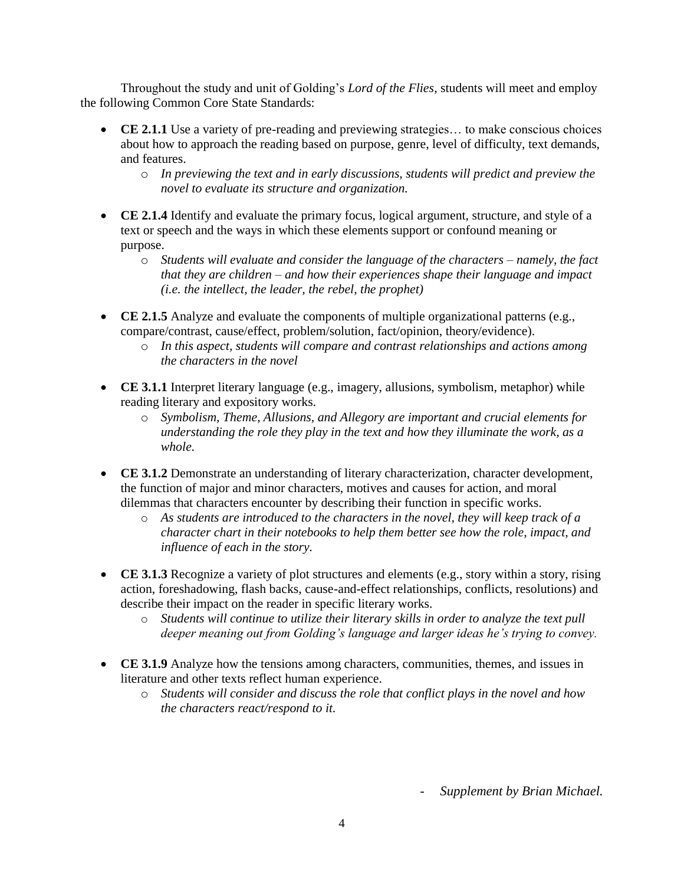Throughout the study and unit of Golding's *Lord of the Flies*, students will meet and employ the following Common Core State Standards:

- **CE 2.1.1** Use a variety of pre-reading and previewing strategies… to make conscious choices about how to approach the reading based on purpose, genre, level of difficulty, text demands, and features.
    - *In previewing the text and in early discussions, students will predict and preview the novel to evaluate its structure and organization.*

- **CE 2.1.4** Identify and evaluate the primary focus, logical argument, structure, and style of a text or speech and the ways in which these elements support or confound meaning or purpose.
    - *Students will evaluate and consider the language of the characters – namely, the fact that they are children – and how their experiences shape their language and impact (i.e. the intellect, the leader, the rebel, the prophet)*

- **CE 2.1.5** Analyze and evaluate the components of multiple organizational patterns (e.g., compare/contrast, cause/effect, problem/solution, fact/opinion, theory/evidence).
    - *In this aspect, students will compare and contrast relationships and actions among the characters in the novel*

- **CE 3.1.1** Interpret literary language (e.g., imagery, allusions, symbolism, metaphor) while reading literary and expository works.
    - *Symbolism, Theme, Allusions, and Allegory are important and crucial elements for understanding the role they play in the text and how they illuminate the work, as a whole.*

- **CE 3.1.2** Demonstrate an understanding of literary characterization, character development, the function of major and minor characters, motives and causes for action, and moral dilemmas that characters encounter by describing their function in specific works.
    - *As students are introduced to the characters in the novel, they will keep track of a character chart in their notebooks to help them better see how the role, impact, and influence of each in the story.*

- **CE 3.1.3** Recognize a variety of plot structures and elements (e.g., story within a story, rising action, foreshadowing, flash backs, cause-and-effect relationships, conflicts, resolutions) and describe their impact on the reader in specific literary works.
    - *Students will continue to utilize their literary skills in order to analyze the text pull deeper meaning out from Golding's language and larger ideas he's trying to convey.*

- **CE 3.1.9** Analyze how the tensions among characters, communities, themes, and issues in literature and other texts reflect human experience.
    - *Students will consider and discuss the role that conflict plays in the novel and how the characters react/respond to it.*

\- *Supplement by Brian Michael.*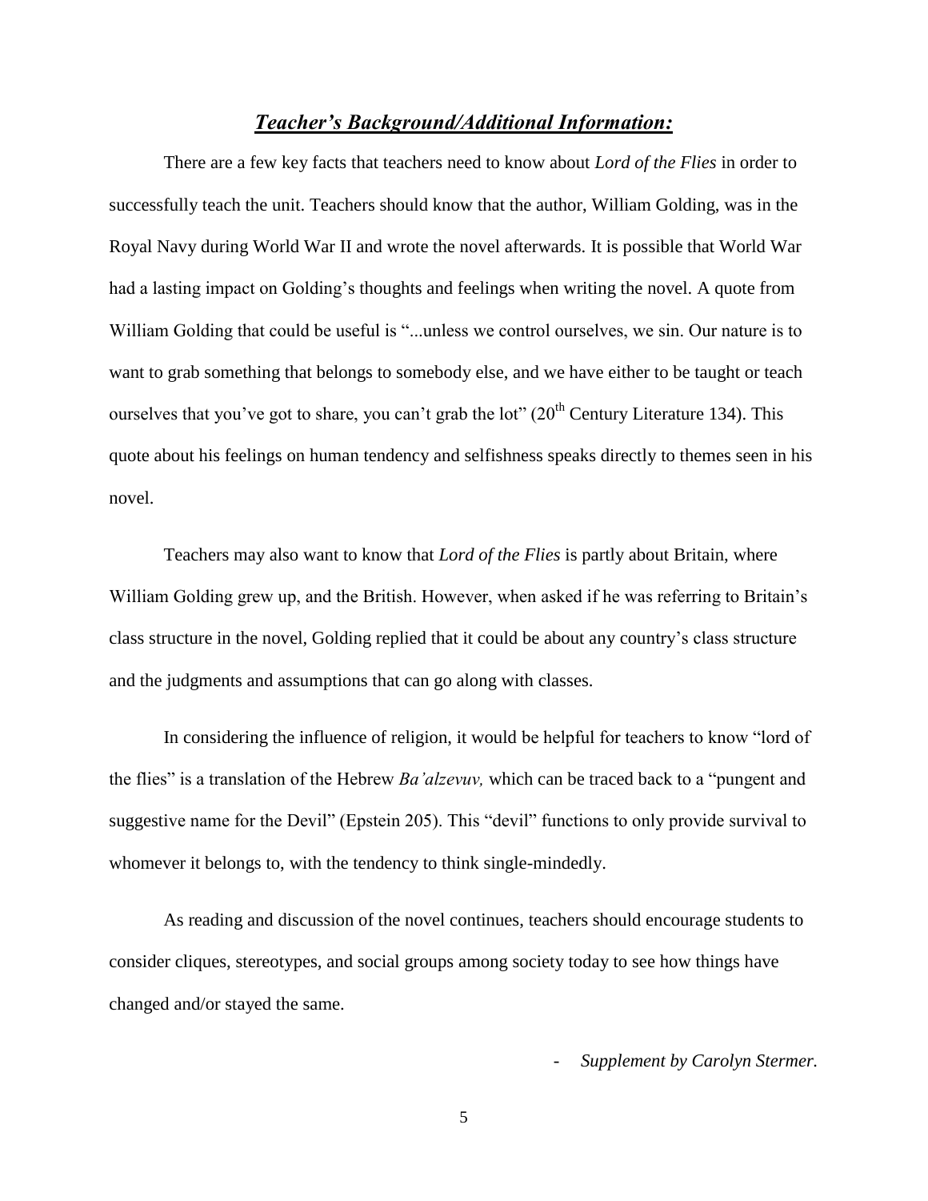## ***Teacher's Background/Additional Information:***

There are a few key facts that teachers need to know about *Lord of the Flies* in order to successfully teach the unit. Teachers should know that the author, William Golding, was in the Royal Navy during World War II and wrote the novel afterwards. It is possible that World War had a lasting impact on Golding's thoughts and feelings when writing the novel. A quote from William Golding that could be useful is "...unless we control ourselves, we sin. Our nature is to want to grab something that belongs to somebody else, and we have either to be taught or teach ourselves that you've got to share, you can't grab the lot" (20th Century Literature 134). This quote about his feelings on human tendency and selfishness speaks directly to themes seen in his novel.

Teachers may also want to know that *Lord of the Flies* is partly about Britain, where William Golding grew up, and the British. However, when asked if he was referring to Britain's class structure in the novel, Golding replied that it could be about any country's class structure and the judgments and assumptions that can go along with classes.

In considering the influence of religion, it would be helpful for teachers to know "lord of the flies" is a translation of the Hebrew *Ba'alzevuv,* which can be traced back to a "pungent and suggestive name for the Devil" (Epstein 205). This "devil" functions to only provide survival to whomever it belongs to, with the tendency to think single-mindedly.

As reading and discussion of the novel continues, teachers should encourage students to consider cliques, stereotypes, and social groups among society today to see how things have changed and/or stayed the same.

- *Supplement by Carolyn Stermer.*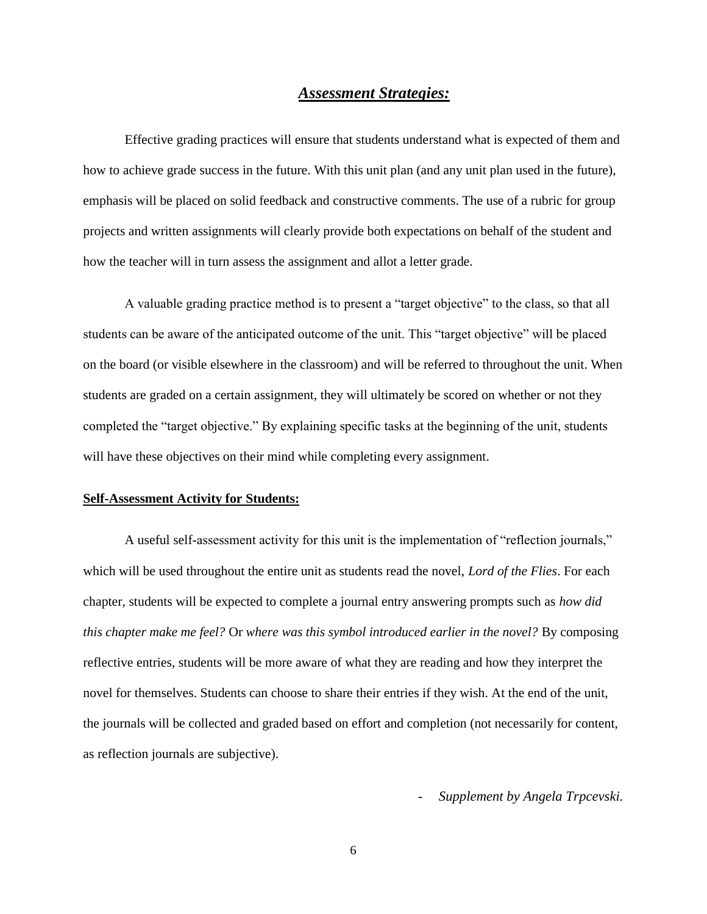## ***Assessment Strategies:***

Effective grading practices will ensure that students understand what is expected of them and how to achieve grade success in the future. With this unit plan (and any unit plan used in the future), emphasis will be placed on solid feedback and constructive comments. The use of a rubric for group projects and written assignments will clearly provide both expectations on behalf of the student and how the teacher will in turn assess the assignment and allot a letter grade.

A valuable grading practice method is to present a "target objective" to the class, so that all students can be aware of the anticipated outcome of the unit. This "target objective" will be placed on the board (or visible elsewhere in the classroom) and will be referred to throughout the unit. When students are graded on a certain assignment, they will ultimately be scored on whether or not they completed the "target objective." By explaining specific tasks at the beginning of the unit, students will have these objectives on their mind while completing every assignment.

**Self-Assessment Activity for Students:**

A useful self-assessment activity for this unit is the implementation of "reflection journals," which will be used throughout the entire unit as students read the novel, *Lord of the Flies*. For each chapter, students will be expected to complete a journal entry answering prompts such as *how did this chapter make me feel?* Or *where was this symbol introduced earlier in the novel?* By composing reflective entries, students will be more aware of what they are reading and how they interpret the novel for themselves. Students can choose to share their entries if they wish. At the end of the unit, the journals will be collected and graded based on effort and completion (not necessarily for content, as reflection journals are subjective).

- *Supplement by Angela Trpcevski.*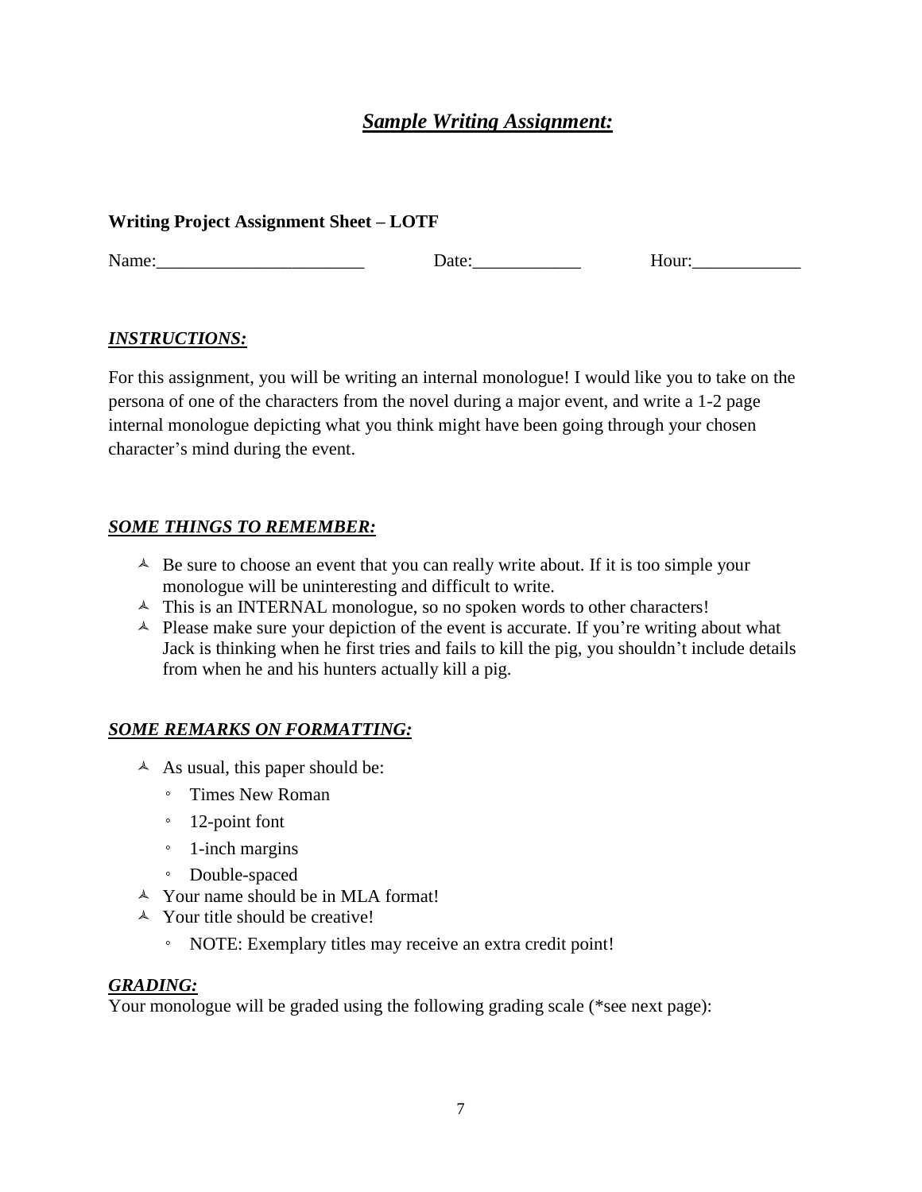# ***Sample Writing Assignment:***

**Writing Project Assignment Sheet – LOTF**

Name:_______________________ Date:____________ Hour:____________

***INSTRUCTIONS:***

For this assignment, you will be writing an internal monologue! I would like you to take on the persona of one of the characters from the novel during a major event, and write a 1-2 page internal monologue depicting what you think might have been going through your chosen character's mind during the event.

***SOME THINGS TO REMEMBER:***

- Be sure to choose an event that you can really write about. If it is too simple your monologue will be uninteresting and difficult to write.
- This is an INTERNAL monologue, so no spoken words to other characters!
- Please make sure your depiction of the event is accurate. If you're writing about what Jack is thinking when he first tries and fails to kill the pig, you shouldn't include details from when he and his hunters actually kill a pig.

***SOME REMARKS ON FORMATTING:***

- As usual, this paper should be:
  - Times New Roman
  - 12-point font
  - 1-inch margins
  - Double-spaced
- Your name should be in MLA format!
- Your title should be creative!
  - NOTE: Exemplary titles may receive an extra credit point!

***GRADING:***

Your monologue will be graded using the following grading scale (*see next page):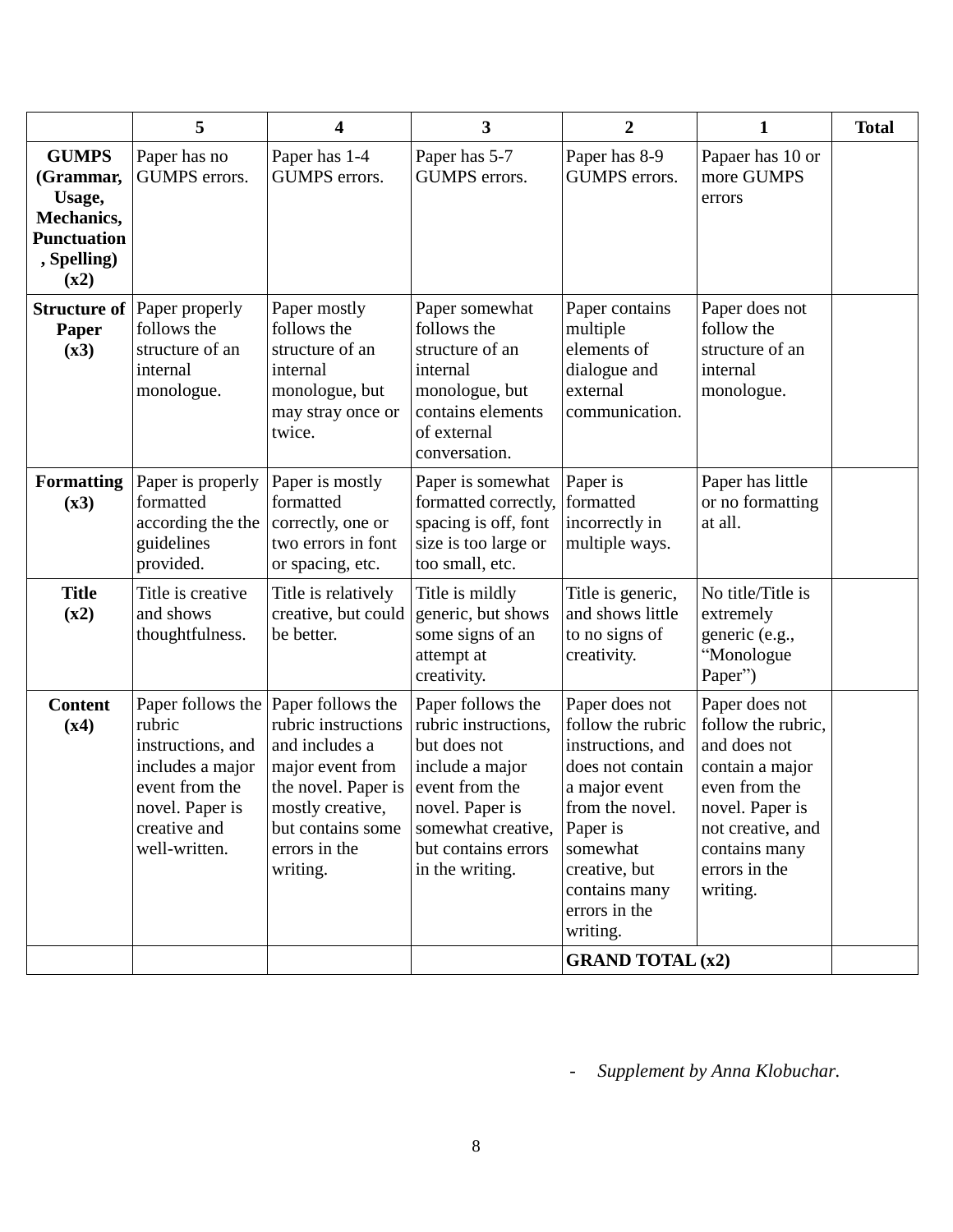| | 5 | 4 | 3 | 2 | 1 | Total |
|---|---|---|---|---|---|---|
| **GUMPS (Grammar, Usage, Mechanics, Punctuation, Spelling) (x2)** | Paper has no GUMPS errors. | Paper has 1-4 GUMPS errors. | Paper has 5-7 GUMPS errors. | Paper has 8-9 GUMPS errors. | Papaer has 10 or more GUMPS errors | |
| **Structure of Paper (x3)** | Paper properly follows the structure of an internal monologue. | Paper mostly follows the structure of an internal monologue, but may stray once or twice. | Paper somewhat follows the structure of an internal monologue, but contains elements of external conversation. | Paper contains multiple elements of dialogue and external communication. | Paper does not follow the structure of an internal monologue. | |
| **Formatting (x3)** | Paper is properly formatted according the the guidelines provided. | Paper is mostly formatted correctly, one or two errors in font or spacing, etc. | Paper is somewhat formatted correctly, spacing is off, font size is too large or too small, etc. | Paper is formatted incorrectly in multiple ways. | Paper has little or no formatting at all. | |
| **Title (x2)** | Title is creative and shows thoughtfulness. | Title is relatively creative, but could be better. | Title is mildly generic, but shows some signs of an attempt at creativity. | Title is generic, and shows little to no signs of creativity. | No title/Title is extremely generic (e.g., "Monologue Paper") | |
| **Content (x4)** | Paper follows the rubric instructions, and includes a major event from the novel. Paper is creative and well-written. | Paper follows the rubric instructions and includes a major event from the novel. Paper is mostly creative, but contains some errors in the writing. | Paper follows the rubric instructions, but does not include a major event from the novel. Paper is somewhat creative, but contains errors in the writing. | Paper does not follow the rubric instructions, and does not contain a major event from the novel. Paper is somewhat creative, but contains many errors in the writing. | Paper does not follow the rubric, and does not contain a major even from the novel. Paper is not creative, and contains many errors in the writing. | |
| | | | | **GRAND TOTAL (x2)** | | |

- *Supplement by Anna Klobuchar.*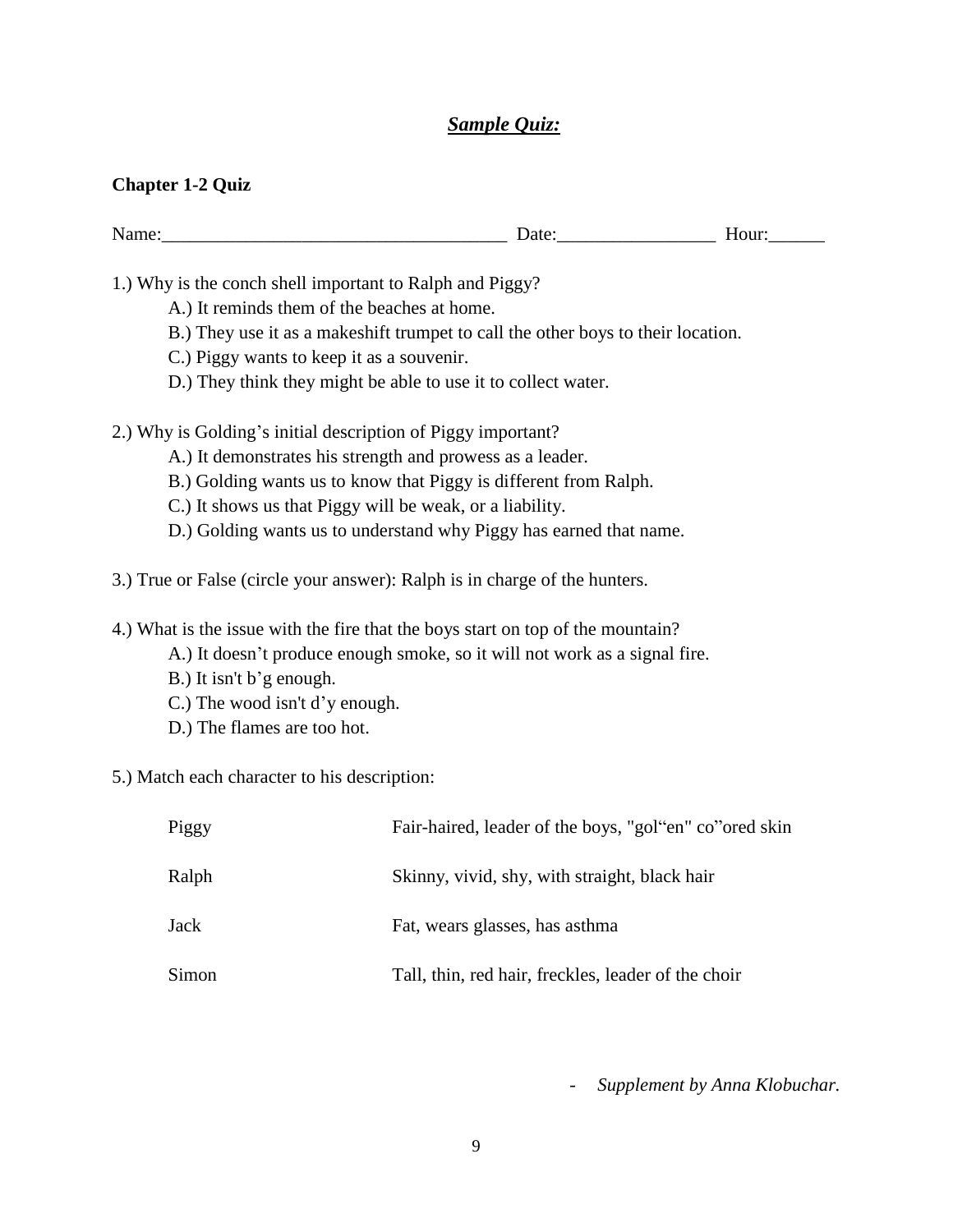## ***Sample Quiz:***

**Chapter 1-2 Quiz**

Name:_____________________________________ Date:_________________ Hour:______

1.) Why is the conch shell important to Ralph and Piggy?

A.) It reminds them of the beaches at home.

B.) They use it as a makeshift trumpet to call the other boys to their location.

C.) Piggy wants to keep it as a souvenir.

D.) They think they might be able to use it to collect water.

2.) Why is Golding's initial description of Piggy important?

A.) It demonstrates his strength and prowess as a leader.

B.) Golding wants us to know that Piggy is different from Ralph.

C.) It shows us that Piggy will be weak, or a liability.

D.) Golding wants us to understand why Piggy has earned that name.

3.) True or False (circle your answer): Ralph is in charge of the hunters.

4.) What is the issue with the fire that the boys start on top of the mountain?

A.) It doesn't produce enough smoke, so it will not work as a signal fire.

B.) It isn't b'g enough.

C.) The wood isn't d'y enough.

D.) The flames are too hot.

5.) Match each character to his description:

| | |
|---|---|
| Piggy | Fair-haired, leader of the boys, "gol"en" co"ored skin |
| Ralph | Skinny, vivid, shy, with straight, black hair |
| Jack | Fat, wears glasses, has asthma |
| Simon | Tall, thin, red hair, freckles, leader of the choir |

- *Supplement by Anna Klobuchar.*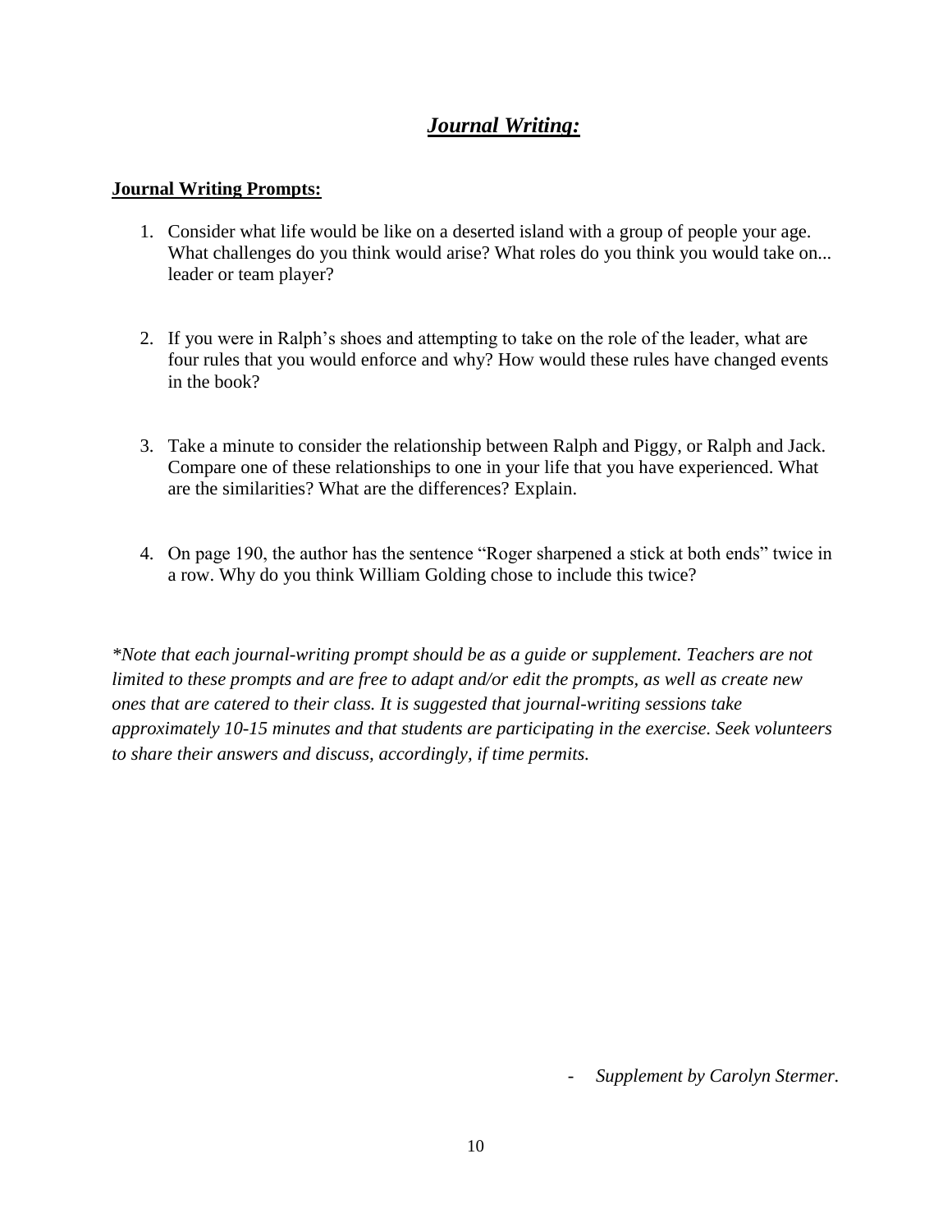# ***Journal Writing:***

**Journal Writing Prompts:**

1. Consider what life would be like on a deserted island with a group of people your age. What challenges do you think would arise? What roles do you think you would take on... leader or team player?

2. If you were in Ralph's shoes and attempting to take on the role of the leader, what are four rules that you would enforce and why? How would these rules have changed events in the book?

3. Take a minute to consider the relationship between Ralph and Piggy, or Ralph and Jack. Compare one of these relationships to one in your life that you have experienced. What are the similarities? What are the differences? Explain.

4. On page 190, the author has the sentence "Roger sharpened a stick at both ends" twice in a row. Why do you think William Golding chose to include this twice?

*\*Note that each journal-writing prompt should be as a guide or supplement. Teachers are not limited to these prompts and are free to adapt and/or edit the prompts, as well as create new ones that are catered to their class. It is suggested that journal-writing sessions take approximately 10-15 minutes and that students are participating in the exercise. Seek volunteers to share their answers and discuss, accordingly, if time permits.*

- *Supplement by Carolyn Stermer.*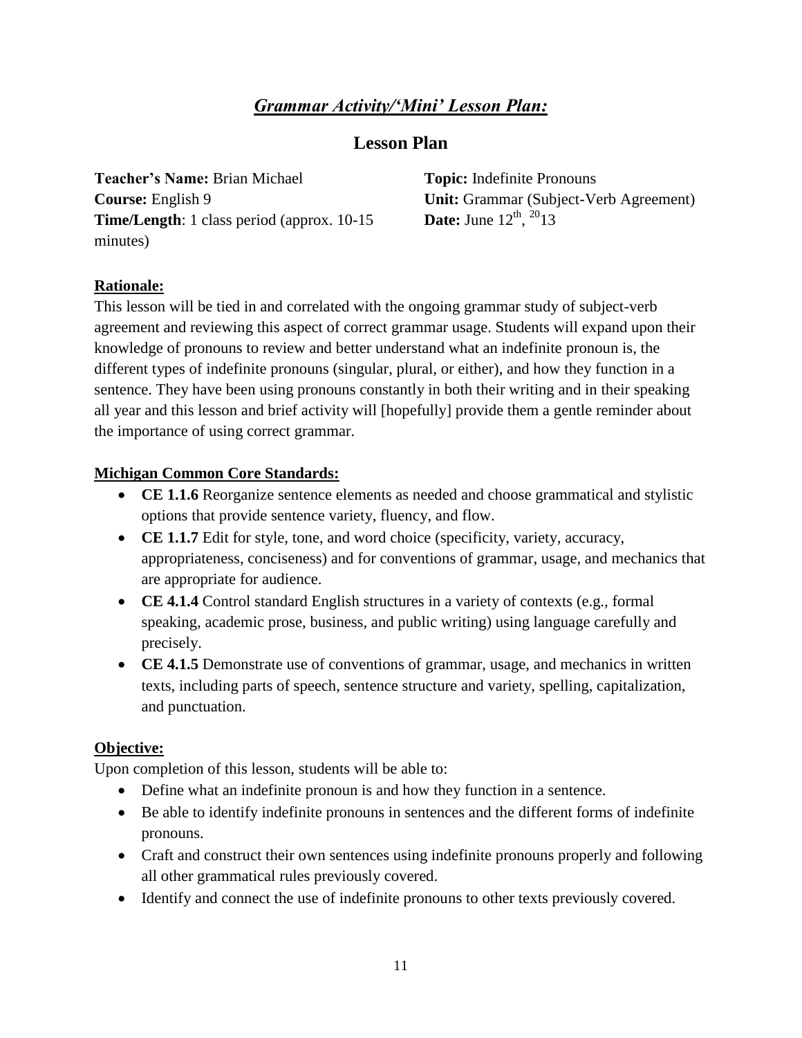# *Grammar Activity/'Mini' Lesson Plan:*

## Lesson Plan

**Teacher's Name:** Brian Michael
**Course:** English 9
**Time/Length**: 1 class period (approx. 10-15 minutes)

**Topic:** Indefinite Pronouns
**Unit:** Grammar (Subject-Verb Agreement)
**Date:** June 12th, 2013

**Rationale:**

This lesson will be tied in and correlated with the ongoing grammar study of subject-verb agreement and reviewing this aspect of correct grammar usage. Students will expand upon their knowledge of pronouns to review and better understand what an indefinite pronoun is, the different types of indefinite pronouns (singular, plural, or either), and how they function in a sentence. They have been using pronouns constantly in both their writing and in their speaking all year and this lesson and brief activity will [hopefully] provide them a gentle reminder about the importance of using correct grammar.

**Michigan Common Core Standards:**

- **CE 1.1.6** Reorganize sentence elements as needed and choose grammatical and stylistic options that provide sentence variety, fluency, and flow.
- **CE 1.1.7** Edit for style, tone, and word choice (specificity, variety, accuracy, appropriateness, conciseness) and for conventions of grammar, usage, and mechanics that are appropriate for audience.
- **CE 4.1.4** Control standard English structures in a variety of contexts (e.g., formal speaking, academic prose, business, and public writing) using language carefully and precisely.
- **CE 4.1.5** Demonstrate use of conventions of grammar, usage, and mechanics in written texts, including parts of speech, sentence structure and variety, spelling, capitalization, and punctuation.

**Objective:**

Upon completion of this lesson, students will be able to:

- Define what an indefinite pronoun is and how they function in a sentence.
- Be able to identify indefinite pronouns in sentences and the different forms of indefinite pronouns.
- Craft and construct their own sentences using indefinite pronouns properly and following all other grammatical rules previously covered.
- Identify and connect the use of indefinite pronouns to other texts previously covered.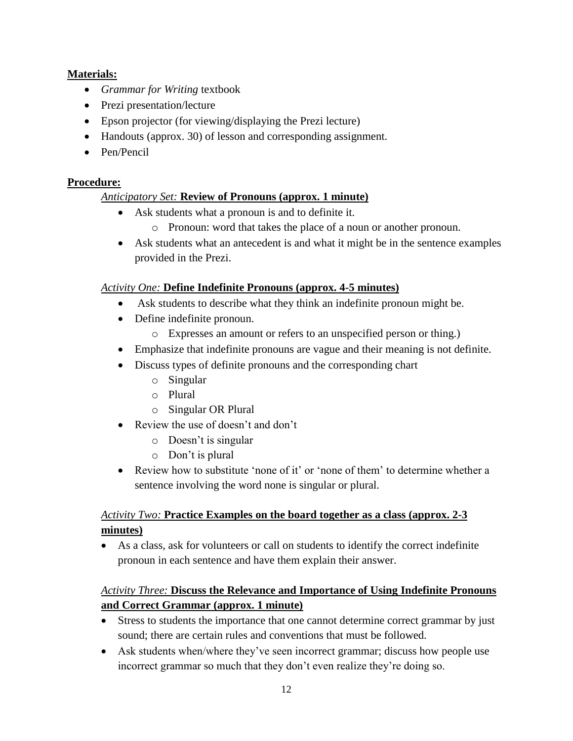**<u>Materials:</u>**

- *Grammar for Writing* textbook
- Prezi presentation/lecture
- Epson projector (for viewing/displaying the Prezi lecture)
- Handouts (approx. 30) of lesson and corresponding assignment.
- Pen/Pencil

**<u>Procedure:</u>**

*Anticipatory Set:* **<u>Review of Pronouns (approx. 1 minute)</u>**

- Ask students what a pronoun is and to definite it.
  - o Pronoun: word that takes the place of a noun or another pronoun.
- Ask students what an antecedent is and what it might be in the sentence examples provided in the Prezi.

*Activity One:* **<u>Define Indefinite Pronouns (approx. 4-5 minutes)</u>**

- Ask students to describe what they think an indefinite pronoun might be.
- Define indefinite pronoun.
  - o Expresses an amount or refers to an unspecified person or thing.)
- Emphasize that indefinite pronouns are vague and their meaning is not definite.
- Discuss types of definite pronouns and the corresponding chart
  - o Singular
  - o Plural
  - o Singular OR Plural
- Review the use of doesn't and don't
  - o Doesn't is singular
  - o Don't is plural
- Review how to substitute 'none of it' or 'none of them' to determine whether a sentence involving the word none is singular or plural.

*Activity Two:* **<u>Practice Examples on the board together as a class (approx. 2-3 minutes)</u>**

- As a class, ask for volunteers or call on students to identify the correct indefinite pronoun in each sentence and have them explain their answer.

*Activity Three:* **<u>Discuss the Relevance and Importance of Using Indefinite Pronouns and Correct Grammar (approx. 1 minute)</u>**

- Stress to students the importance that one cannot determine correct grammar by just sound; there are certain rules and conventions that must be followed.
- Ask students when/where they've seen incorrect grammar; discuss how people use incorrect grammar so much that they don't even realize they're doing so.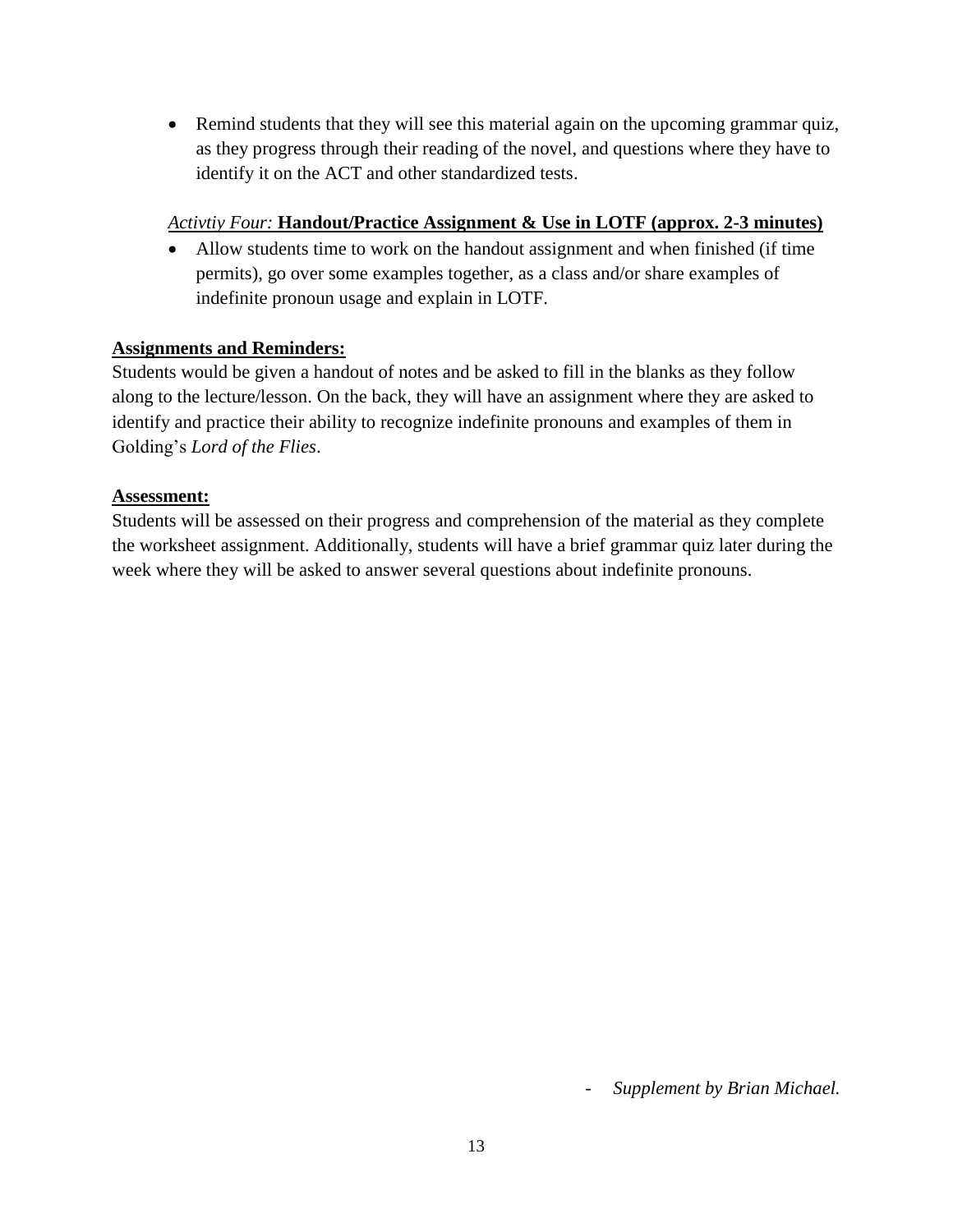- Remind students that they will see this material again on the upcoming grammar quiz, as they progress through their reading of the novel, and questions where they have to identify it on the ACT and other standardized tests.

*Activtiy Four:* **Handout/Practice Assignment & Use in LOTF (approx. 2-3 minutes)**

- Allow students time to work on the handout assignment and when finished (if time permits), go over some examples together, as a class and/or share examples of indefinite pronoun usage and explain in LOTF.

**Assignments and Reminders:**

Students would be given a handout of notes and be asked to fill in the blanks as they follow along to the lecture/lesson. On the back, they will have an assignment where they are asked to identify and practice their ability to recognize indefinite pronouns and examples of them in Golding's *Lord of the Flies*.

**Assessment:**

Students will be assessed on their progress and comprehension of the material as they complete the worksheet assignment. Additionally, students will have a brief grammar quiz later during the week where they will be asked to answer several questions about indefinite pronouns.

- *Supplement by Brian Michael.*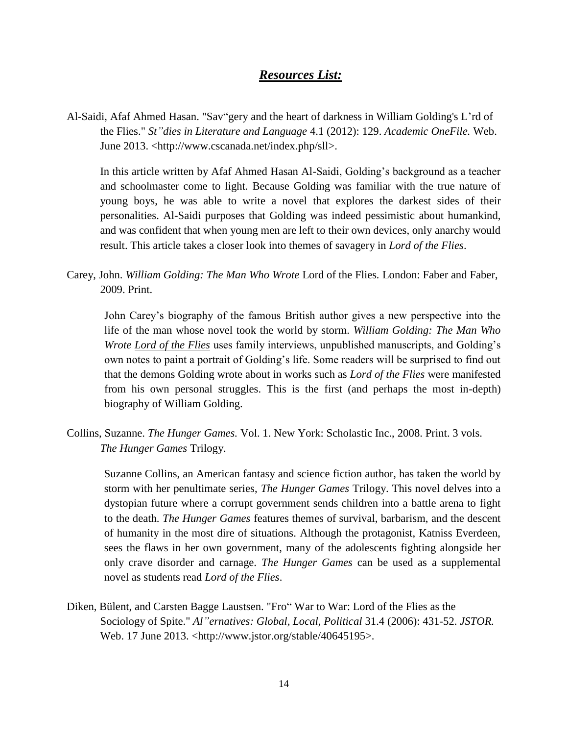## *Resources List:*

Al-Saidi, Afaf Ahmed Hasan. "Sav"gery and the heart of darkness in William Golding's L'rd of the Flies." *St"dies in Literature and Language* 4.1 (2012): 129. *Academic OneFile.* Web. June 2013. <http://www.cscanada.net/index.php/sll>.

In this article written by Afaf Ahmed Hasan Al-Saidi, Golding's background as a teacher and schoolmaster come to light. Because Golding was familiar with the true nature of young boys, he was able to write a novel that explores the darkest sides of their personalities. Al-Saidi purposes that Golding was indeed pessimistic about humankind, and was confident that when young men are left to their own devices, only anarchy would result. This article takes a closer look into themes of savagery in *Lord of the Flies*.

Carey, John. *William Golding: The Man Who Wrote* Lord of the Flies. London: Faber and Faber, 2009. Print.

John Carey's biography of the famous British author gives a new perspective into the life of the man whose novel took the world by storm. *William Golding: The Man Who Wrote Lord of the Flies* uses family interviews, unpublished manuscripts, and Golding's own notes to paint a portrait of Golding's life. Some readers will be surprised to find out that the demons Golding wrote about in works such as *Lord of the Flies* were manifested from his own personal struggles. This is the first (and perhaps the most in-depth) biography of William Golding.

Collins, Suzanne. *The Hunger Games.* Vol. 1. New York: Scholastic Inc., 2008. Print. 3 vols. *The Hunger Games* Trilogy.

Suzanne Collins, an American fantasy and science fiction author, has taken the world by storm with her penultimate series, *The Hunger Games* Trilogy. This novel delves into a dystopian future where a corrupt government sends children into a battle arena to fight to the death. *The Hunger Games* features themes of survival, barbarism, and the descent of humanity in the most dire of situations. Although the protagonist, Katniss Everdeen, sees the flaws in her own government, many of the adolescents fighting alongside her only crave disorder and carnage. *The Hunger Games* can be used as a supplemental novel as students read *Lord of the Flies*.

Diken, Bülent, and Carsten Bagge Laustsen. "Fro" War to War: Lord of the Flies as the Sociology of Spite." *Al"ernatives: Global, Local, Political* 31.4 (2006): 431-52. *JSTOR.* Web. 17 June 2013. <http://www.jstor.org/stable/40645195>.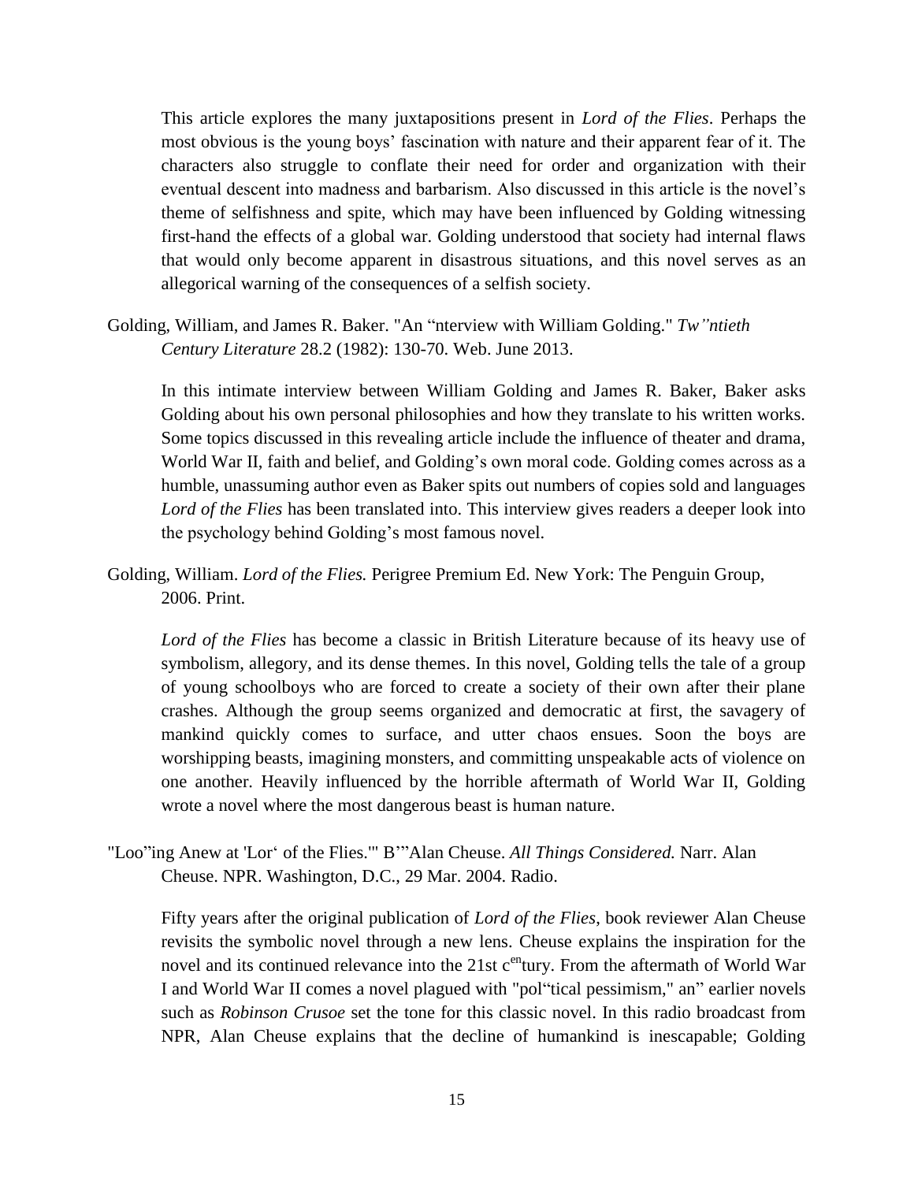This article explores the many juxtapositions present in *Lord of the Flies*. Perhaps the most obvious is the young boys' fascination with nature and their apparent fear of it. The characters also struggle to conflate their need for order and organization with their eventual descent into madness and barbarism. Also discussed in this article is the novel's theme of selfishness and spite, which may have been influenced by Golding witnessing first-hand the effects of a global war. Golding understood that society had internal flaws that would only become apparent in disastrous situations, and this novel serves as an allegorical warning of the consequences of a selfish society.

Golding, William, and James R. Baker. "An "nterview with William Golding." *Tw"ntieth Century Literature* 28.2 (1982): 130-70. Web. June 2013.

In this intimate interview between William Golding and James R. Baker, Baker asks Golding about his own personal philosophies and how they translate to his written works. Some topics discussed in this revealing article include the influence of theater and drama, World War II, faith and belief, and Golding's own moral code. Golding comes across as a humble, unassuming author even as Baker spits out numbers of copies sold and languages *Lord of the Flies* has been translated into. This interview gives readers a deeper look into the psychology behind Golding's most famous novel.

Golding, William. *Lord of the Flies.* Perigree Premium Ed. New York: The Penguin Group, 2006. Print.

*Lord of the Flies* has become a classic in British Literature because of its heavy use of symbolism, allegory, and its dense themes. In this novel, Golding tells the tale of a group of young schoolboys who are forced to create a society of their own after their plane crashes. Although the group seems organized and democratic at first, the savagery of mankind quickly comes to surface, and utter chaos ensues. Soon the boys are worshipping beasts, imagining monsters, and committing unspeakable acts of violence on one another. Heavily influenced by the horrible aftermath of World War II, Golding wrote a novel where the most dangerous beast is human nature.

"Loo"ing Anew at 'Lor' of the Flies.'" B'"Alan Cheuse. *All Things Considered.* Narr. Alan Cheuse. NPR. Washington, D.C., 29 Mar. 2004. Radio.

Fifty years after the original publication of *Lord of the Flies*, book reviewer Alan Cheuse revisits the symbolic novel through a new lens. Cheuse explains the inspiration for the novel and its continued relevance into the 21st c[en]tury. From the aftermath of World War I and World War II comes a novel plagued with "pol"tical pessimism," an" earlier novels such as *Robinson Crusoe* set the tone for this classic novel. In this radio broadcast from NPR, Alan Cheuse explains that the decline of humankind is inescapable; Golding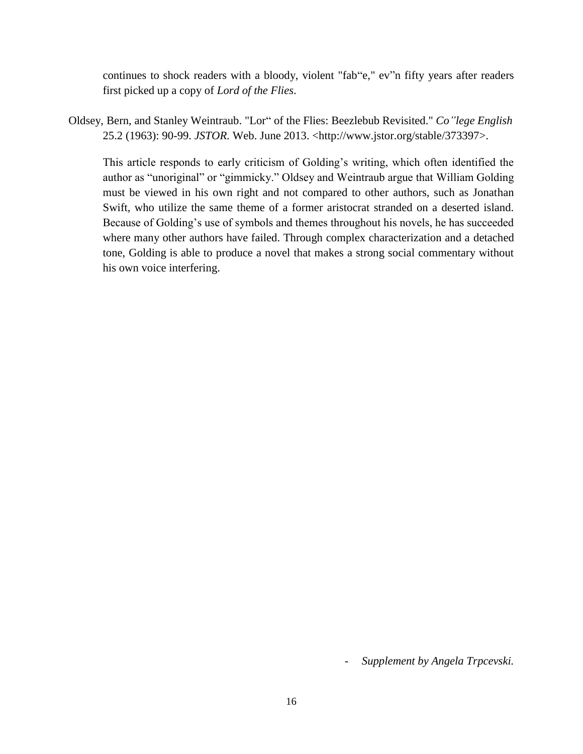continues to shock readers with a bloody, violent "fab“e," ev”n fifty years after readers first picked up a copy of *Lord of the Flies*.

Oldsey, Bern, and Stanley Weintraub. "Lor“ of the Flies: Beezlebub Revisited." *Co”lege English* 25.2 (1963): 90-99. *JSTOR.* Web. June 2013. <http://www.jstor.org/stable/373397>.

This article responds to early criticism of Golding’s writing, which often identified the author as “unoriginal” or “gimmicky.” Oldsey and Weintraub argue that William Golding must be viewed in his own right and not compared to other authors, such as Jonathan Swift, who utilize the same theme of a former aristocrat stranded on a deserted island. Because of Golding’s use of symbols and themes throughout his novels, he has succeeded where many other authors have failed. Through complex characterization and a detached tone, Golding is able to produce a novel that makes a strong social commentary without his own voice interfering.

- *Supplement by Angela Trpcevski.*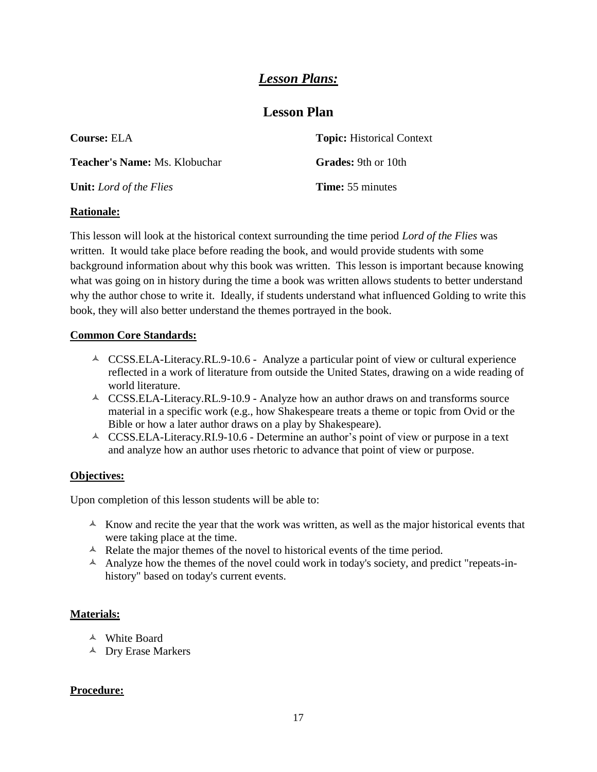# *Lesson Plans:*

## Lesson Plan

**Course:** ELA

**Topic:** Historical Context

**Teacher's Name:** Ms. Klobuchar

**Grades:** 9th or 10th

**Unit:** *Lord of the Flies*

**Time:** 55 minutes

### Rationale:

This lesson will look at the historical context surrounding the time period *Lord of the Flies* was written. It would take place before reading the book, and would provide students with some background information about why this book was written. This lesson is important because knowing what was going on in history during the time a book was written allows students to better understand why the author chose to write it. Ideally, if students understand what influenced Golding to write this book, they will also better understand the themes portrayed in the book.

### Common Core Standards:

- CCSS.ELA-Literacy.RL.9-10.6 - Analyze a particular point of view or cultural experience reflected in a work of literature from outside the United States, drawing on a wide reading of world literature.
- CCSS.ELA-Literacy.RL.9-10.9 - Analyze how an author draws on and transforms source material in a specific work (e.g., how Shakespeare treats a theme or topic from Ovid or the Bible or how a later author draws on a play by Shakespeare).
- CCSS.ELA-Literacy.RI.9-10.6 - Determine an author's point of view or purpose in a text and analyze how an author uses rhetoric to advance that point of view or purpose.

### Objectives:

Upon completion of this lesson students will be able to:

- Know and recite the year that the work was written, as well as the major historical events that were taking place at the time.
- Relate the major themes of the novel to historical events of the time period.
- Analyze how the themes of the novel could work in today's society, and predict "repeats-in-history" based on today's current events.

### Materials:

- White Board
- Dry Erase Markers

### Procedure: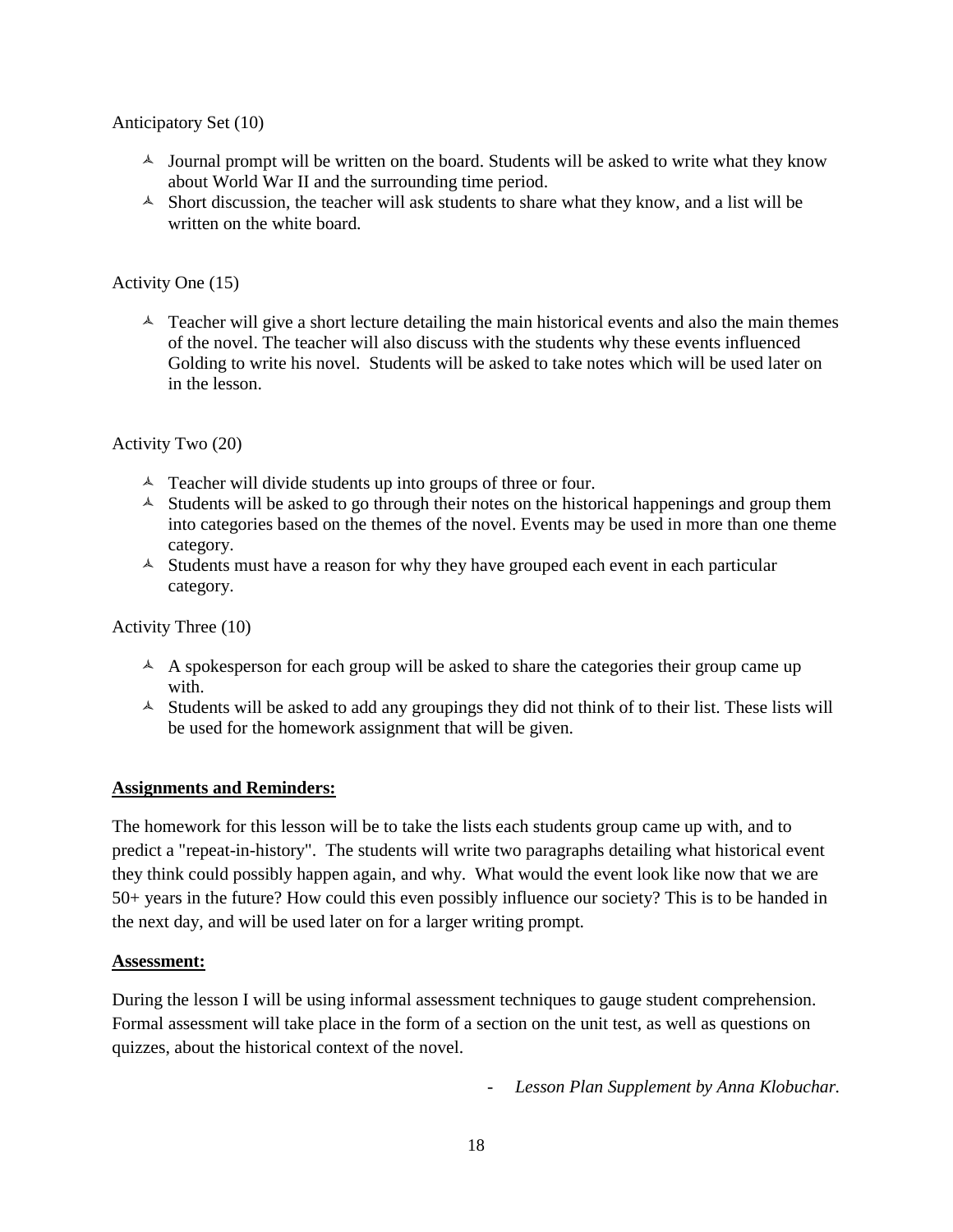Anticipatory Set (10)

- Journal prompt will be written on the board. Students will be asked to write what they know about World War II and the surrounding time period.
- Short discussion, the teacher will ask students to share what they know, and a list will be written on the white board.

Activity One (15)

- Teacher will give a short lecture detailing the main historical events and also the main themes of the novel. The teacher will also discuss with the students why these events influenced Golding to write his novel. Students will be asked to take notes which will be used later on in the lesson.

Activity Two (20)

- Teacher will divide students up into groups of three or four.
- Students will be asked to go through their notes on the historical happenings and group them into categories based on the themes of the novel. Events may be used in more than one theme category.
- Students must have a reason for why they have grouped each event in each particular category.

Activity Three (10)

- A spokesperson for each group will be asked to share the categories their group came up with.
- Students will be asked to add any groupings they did not think of to their list. These lists will be used for the homework assignment that will be given.

**Assignments and Reminders:**

The homework for this lesson will be to take the lists each students group came up with, and to predict a "repeat-in-history". The students will write two paragraphs detailing what historical event they think could possibly happen again, and why. What would the event look like now that we are 50+ years in the future? How could this even possibly influence our society? This is to be handed in the next day, and will be used later on for a larger writing prompt.

**Assessment:**

During the lesson I will be using informal assessment techniques to gauge student comprehension. Formal assessment will take place in the form of a section on the unit test, as well as questions on quizzes, about the historical context of the novel.

- *Lesson Plan Supplement by Anna Klobuchar.*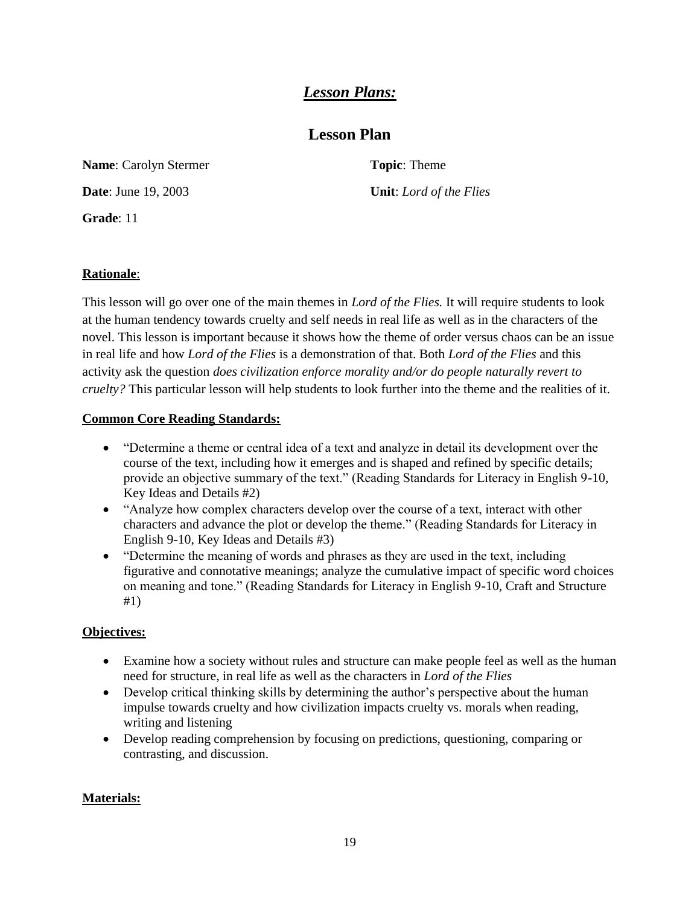# *Lesson Plans:*

## Lesson Plan

**Name**: Carolyn Stermer

**Topic**: Theme

**Date**: June 19, 2003

**Unit**: *Lord of the Flies*

**Grade**: 11

**Rationale**:

This lesson will go over one of the main themes in *Lord of the Flies.* It will require students to look at the human tendency towards cruelty and self needs in real life as well as in the characters of the novel. This lesson is important because it shows how the theme of order versus chaos can be an issue in real life and how *Lord of the Flies* is a demonstration of that. Both *Lord of the Flies* and this activity ask the question *does civilization enforce morality and/or do people naturally revert to cruelty?* This particular lesson will help students to look further into the theme and the realities of it.

**Common Core Reading Standards:**

- "Determine a theme or central idea of a text and analyze in detail its development over the course of the text, including how it emerges and is shaped and refined by specific details; provide an objective summary of the text." (Reading Standards for Literacy in English 9-10, Key Ideas and Details #2)
- "Analyze how complex characters develop over the course of a text, interact with other characters and advance the plot or develop the theme." (Reading Standards for Literacy in English 9-10, Key Ideas and Details #3)
- "Determine the meaning of words and phrases as they are used in the text, including figurative and connotative meanings; analyze the cumulative impact of specific word choices on meaning and tone." (Reading Standards for Literacy in English 9-10, Craft and Structure #1)

**Objectives:**

- Examine how a society without rules and structure can make people feel as well as the human need for structure, in real life as well as the characters in *Lord of the Flies*
- Develop critical thinking skills by determining the author's perspective about the human impulse towards cruelty and how civilization impacts cruelty vs. morals when reading, writing and listening
- Develop reading comprehension by focusing on predictions, questioning, comparing or contrasting, and discussion.

**Materials:**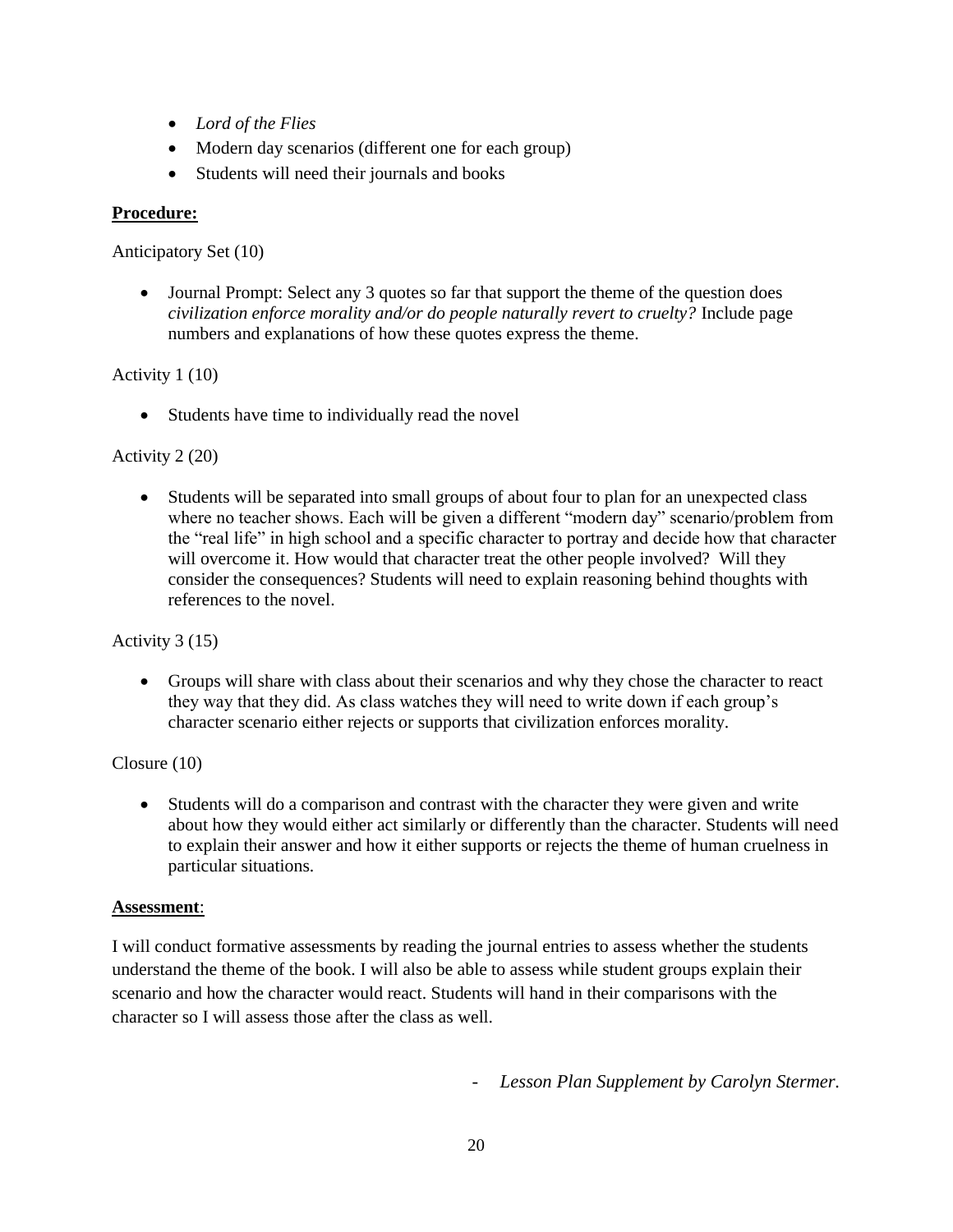- *Lord of the Flies*
- Modern day scenarios (different one for each group)
- Students will need their journals and books

**Procedure:**

Anticipatory Set (10)

- Journal Prompt: Select any 3 quotes so far that support the theme of the question does *civilization enforce morality and/or do people naturally revert to cruelty?* Include page numbers and explanations of how these quotes express the theme.

Activity 1 (10)

- Students have time to individually read the novel

Activity 2 (20)

- Students will be separated into small groups of about four to plan for an unexpected class where no teacher shows. Each will be given a different "modern day" scenario/problem from the "real life" in high school and a specific character to portray and decide how that character will overcome it. How would that character treat the other people involved? Will they consider the consequences? Students will need to explain reasoning behind thoughts with references to the novel.

Activity 3 (15)

- Groups will share with class about their scenarios and why they chose the character to react they way that they did. As class watches they will need to write down if each group's character scenario either rejects or supports that civilization enforces morality.

Closure (10)

- Students will do a comparison and contrast with the character they were given and write about how they would either act similarly or differently than the character. Students will need to explain their answer and how it either supports or rejects the theme of human cruelness in particular situations.

**Assessment**:

I will conduct formative assessments by reading the journal entries to assess whether the students understand the theme of the book. I will also be able to assess while student groups explain their scenario and how the character would react. Students will hand in their comparisons with the character so I will assess those after the class as well.

- *Lesson Plan Supplement by Carolyn Stermer.*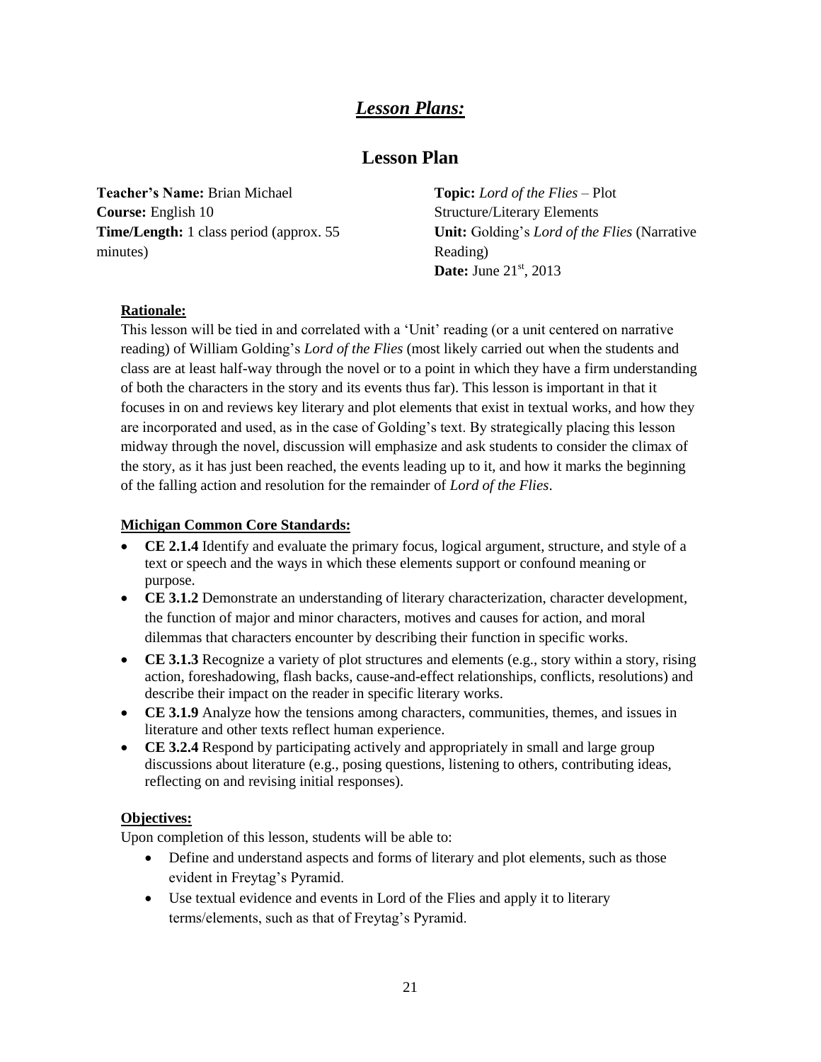# *Lesson Plans:*

## Lesson Plan

**Teacher's Name:** Brian Michael
**Course:** English 10
**Time/Length:** 1 class period (approx. 55 minutes)

**Topic:** *Lord of the Flies* – Plot Structure/Literary Elements
**Unit:** Golding's *Lord of the Flies* (Narrative Reading)
**Date:** June 21st, 2013

### Rationale:

This lesson will be tied in and correlated with a 'Unit' reading (or a unit centered on narrative reading) of William Golding's *Lord of the Flies* (most likely carried out when the students and class are at least half-way through the novel or to a point in which they have a firm understanding of both the characters in the story and its events thus far). This lesson is important in that it focuses in on and reviews key literary and plot elements that exist in textual works, and how they are incorporated and used, as in the case of Golding's text. By strategically placing this lesson midway through the novel, discussion will emphasize and ask students to consider the climax of the story, as it has just been reached, the events leading up to it, and how it marks the beginning of the falling action and resolution for the remainder of *Lord of the Flies*.

### Michigan Common Core Standards:

- **CE 2.1.4** Identify and evaluate the primary focus, logical argument, structure, and style of a text or speech and the ways in which these elements support or confound meaning or purpose.
- **CE 3.1.2** Demonstrate an understanding of literary characterization, character development, the function of major and minor characters, motives and causes for action, and moral dilemmas that characters encounter by describing their function in specific works.
- **CE 3.1.3** Recognize a variety of plot structures and elements (e.g., story within a story, rising action, foreshadowing, flash backs, cause-and-effect relationships, conflicts, resolutions) and describe their impact on the reader in specific literary works.
- **CE 3.1.9** Analyze how the tensions among characters, communities, themes, and issues in literature and other texts reflect human experience.
- **CE 3.2.4** Respond by participating actively and appropriately in small and large group discussions about literature (e.g., posing questions, listening to others, contributing ideas, reflecting on and revising initial responses).

### Objectives:

Upon completion of this lesson, students will be able to:

- Define and understand aspects and forms of literary and plot elements, such as those evident in Freytag's Pyramid.
- Use textual evidence and events in Lord of the Flies and apply it to literary terms/elements, such as that of Freytag's Pyramid.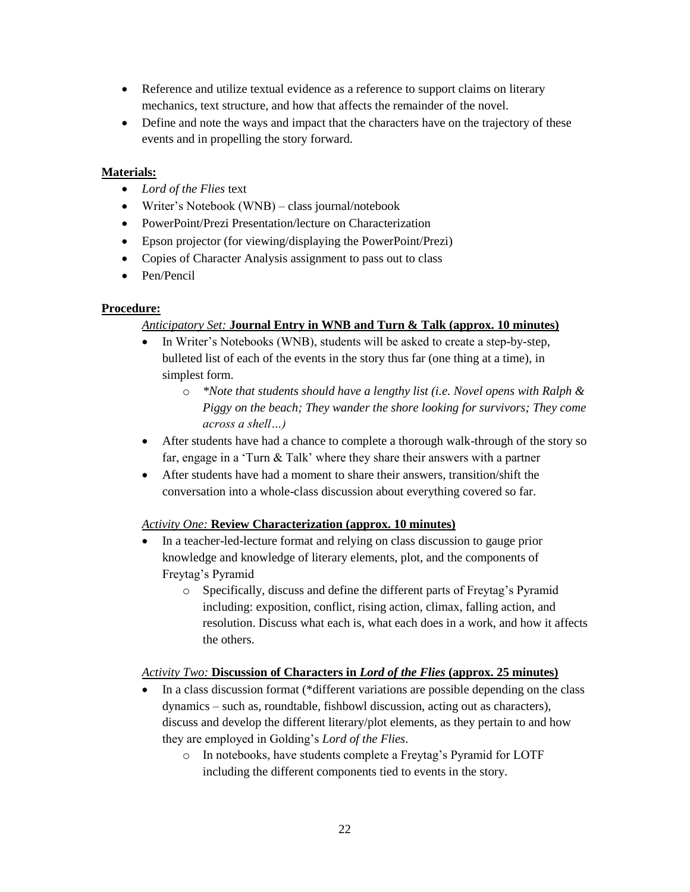- Reference and utilize textual evidence as a reference to support claims on literary mechanics, text structure, and how that affects the remainder of the novel.
- Define and note the ways and impact that the characters have on the trajectory of these events and in propelling the story forward.

**Materials:**

- *Lord of the Flies* text
- Writer's Notebook (WNB) – class journal/notebook
- PowerPoint/Prezi Presentation/lecture on Characterization
- Epson projector (for viewing/displaying the PowerPoint/Prezi)
- Copies of Character Analysis assignment to pass out to class
- Pen/Pencil

**Procedure:**

*Anticipatory Set:* **Journal Entry in WNB and Turn & Talk (approx. 10 minutes)**

- In Writer's Notebooks (WNB), students will be asked to create a step-by-step, bulleted list of each of the events in the story thus far (one thing at a time), in simplest form.
    - *\*Note that students should have a lengthy list (i.e. Novel opens with Ralph & Piggy on the beach; They wander the shore looking for survivors; They come across a shell…)*
- After students have had a chance to complete a thorough walk-through of the story so far, engage in a 'Turn & Talk' where they share their answers with a partner
- After students have had a moment to share their answers, transition/shift the conversation into a whole-class discussion about everything covered so far.

*Activity One:* **Review Characterization (approx. 10 minutes)**

- In a teacher-led-lecture format and relying on class discussion to gauge prior knowledge and knowledge of literary elements, plot, and the components of Freytag's Pyramid
    - Specifically, discuss and define the different parts of Freytag's Pyramid including: exposition, conflict, rising action, climax, falling action, and resolution. Discuss what each is, what each does in a work, and how it affects the others.

*Activity Two:* **Discussion of Characters in *Lord of the Flies* (approx. 25 minutes)**

- In a class discussion format (*different variations are possible depending on the class dynamics – such as, roundtable, fishbowl discussion, acting out as characters), discuss and develop the different literary/plot elements, as they pertain to and how they are employed in Golding's *Lord of the Flies*.
    - In notebooks, have students complete a Freytag's Pyramid for LOTF including the different components tied to events in the story.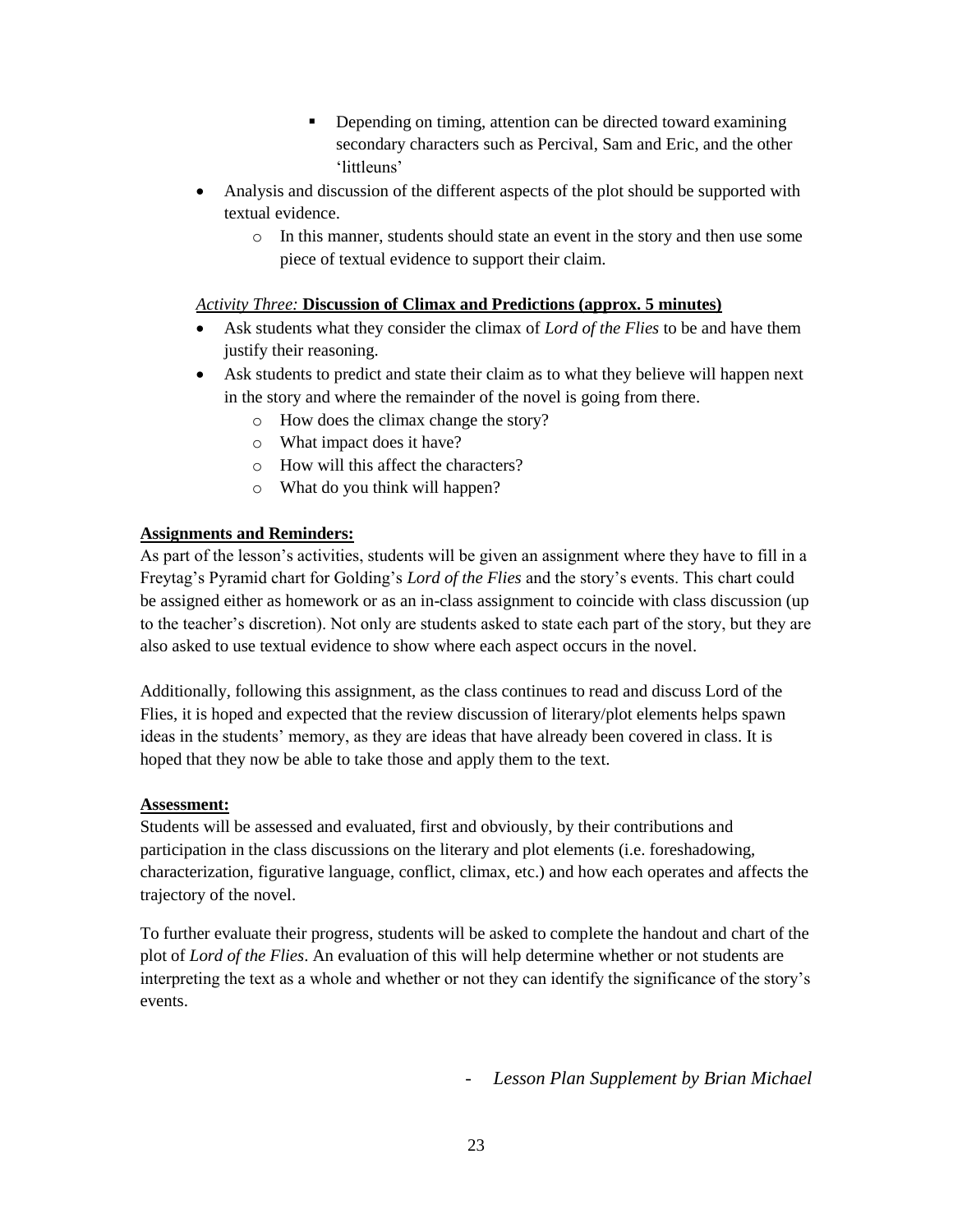- Depending on timing, attention can be directed toward examining secondary characters such as Percival, Sam and Eric, and the other 'littleuns'
- Analysis and discussion of the different aspects of the plot should be supported with textual evidence.
    - In this manner, students should state an event in the story and then use some piece of textual evidence to support their claim.

*Activity Three:* **Discussion of Climax and Predictions (approx. 5 minutes)**

- Ask students what they consider the climax of *Lord of the Flies* to be and have them justify their reasoning.
- Ask students to predict and state their claim as to what they believe will happen next in the story and where the remainder of the novel is going from there.
    - How does the climax change the story?
    - What impact does it have?
    - How will this affect the characters?
    - What do you think will happen?

**Assignments and Reminders:**

As part of the lesson's activities, students will be given an assignment where they have to fill in a Freytag's Pyramid chart for Golding's *Lord of the Flies* and the story's events. This chart could be assigned either as homework or as an in-class assignment to coincide with class discussion (up to the teacher's discretion). Not only are students asked to state each part of the story, but they are also asked to use textual evidence to show where each aspect occurs in the novel.

Additionally, following this assignment, as the class continues to read and discuss Lord of the Flies, it is hoped and expected that the review discussion of literary/plot elements helps spawn ideas in the students' memory, as they are ideas that have already been covered in class. It is hoped that they now be able to take those and apply them to the text.

**Assessment:**

Students will be assessed and evaluated, first and obviously, by their contributions and participation in the class discussions on the literary and plot elements (i.e. foreshadowing, characterization, figurative language, conflict, climax, etc.) and how each operates and affects the trajectory of the novel.

To further evaluate their progress, students will be asked to complete the handout and chart of the plot of *Lord of the Flies*. An evaluation of this will help determine whether or not students are interpreting the text as a whole and whether or not they can identify the significance of the story's events.

\- *Lesson Plan Supplement by Brian Michael*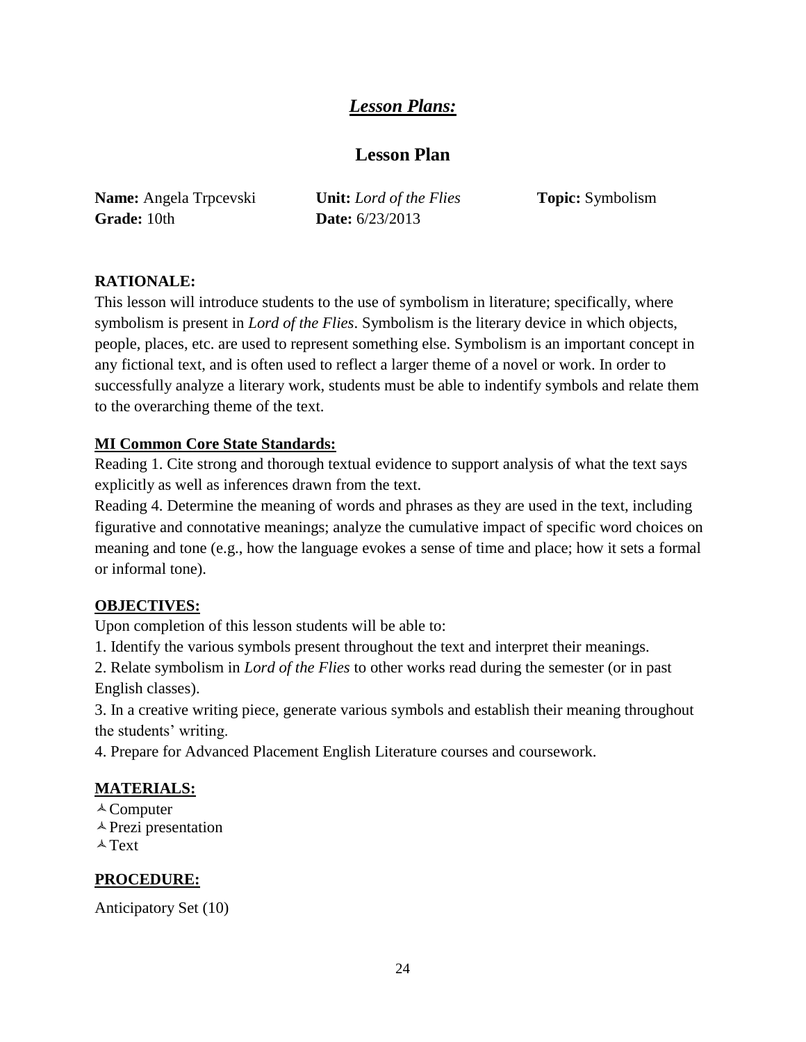# *Lesson Plans:*

## Lesson Plan

**Name:** Angela Trpcevski **Unit:** *Lord of the Flies* **Topic:** Symbolism
**Grade:** 10th **Date:** 6/23/2013

**RATIONALE:**
This lesson will introduce students to the use of symbolism in literature; specifically, where symbolism is present in *Lord of the Flies*. Symbolism is the literary device in which objects, people, places, etc. are used to represent something else. Symbolism is an important concept in any fictional text, and is often used to reflect a larger theme of a novel or work. In order to successfully analyze a literary work, students must be able to indentify symbols and relate them to the overarching theme of the text.

**MI Common Core State Standards:**
Reading 1. Cite strong and thorough textual evidence to support analysis of what the text says explicitly as well as inferences drawn from the text.
Reading 4. Determine the meaning of words and phrases as they are used in the text, including figurative and connotative meanings; analyze the cumulative impact of specific word choices on meaning and tone (e.g., how the language evokes a sense of time and place; how it sets a formal or informal tone).

**OBJECTIVES:**
Upon completion of this lesson students will be able to:
1. Identify the various symbols present throughout the text and interpret their meanings.
2. Relate symbolism in *Lord of the Flies* to other works read during the semester (or in past English classes).
3. In a creative writing piece, generate various symbols and establish their meaning throughout the students' writing.
4. Prepare for Advanced Placement English Literature courses and coursework.

**MATERIALS:**
- Computer
- Prezi presentation
- Text

**PROCEDURE:**

Anticipatory Set (10)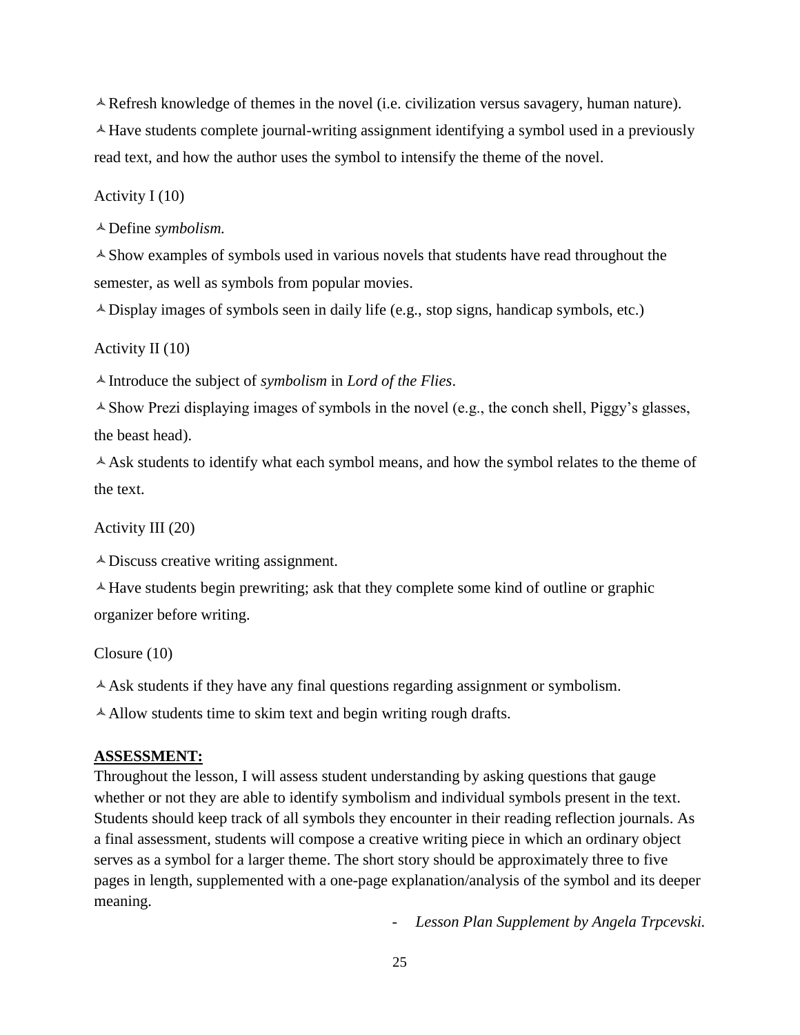- Refresh knowledge of themes in the novel (i.e. civilization versus savagery, human nature).
- Have students complete journal-writing assignment identifying a symbol used in a previously read text, and how the author uses the symbol to intensify the theme of the novel.

Activity I (10)

- Define *symbolism.*
- Show examples of symbols used in various novels that students have read throughout the semester, as well as symbols from popular movies.
- Display images of symbols seen in daily life (e.g., stop signs, handicap symbols, etc.)

Activity II (10)

- Introduce the subject of *symbolism* in *Lord of the Flies*.
- Show Prezi displaying images of symbols in the novel (e.g., the conch shell, Piggy's glasses, the beast head).
- Ask students to identify what each symbol means, and how the symbol relates to the theme of the text.

Activity III (20)

- Discuss creative writing assignment.
- Have students begin prewriting; ask that they complete some kind of outline or graphic organizer before writing.

Closure (10)

- Ask students if they have any final questions regarding assignment or symbolism.
- Allow students time to skim text and begin writing rough drafts.

**ASSESSMENT:**

Throughout the lesson, I will assess student understanding by asking questions that gauge whether or not they are able to identify symbolism and individual symbols present in the text. Students should keep track of all symbols they encounter in their reading reflection journals. As a final assessment, students will compose a creative writing piece in which an ordinary object serves as a symbol for a larger theme. The short story should be approximately three to five pages in length, supplemented with a one-page explanation/analysis of the symbol and its deeper meaning.

\- *Lesson Plan Supplement by Angela Trpcevski.*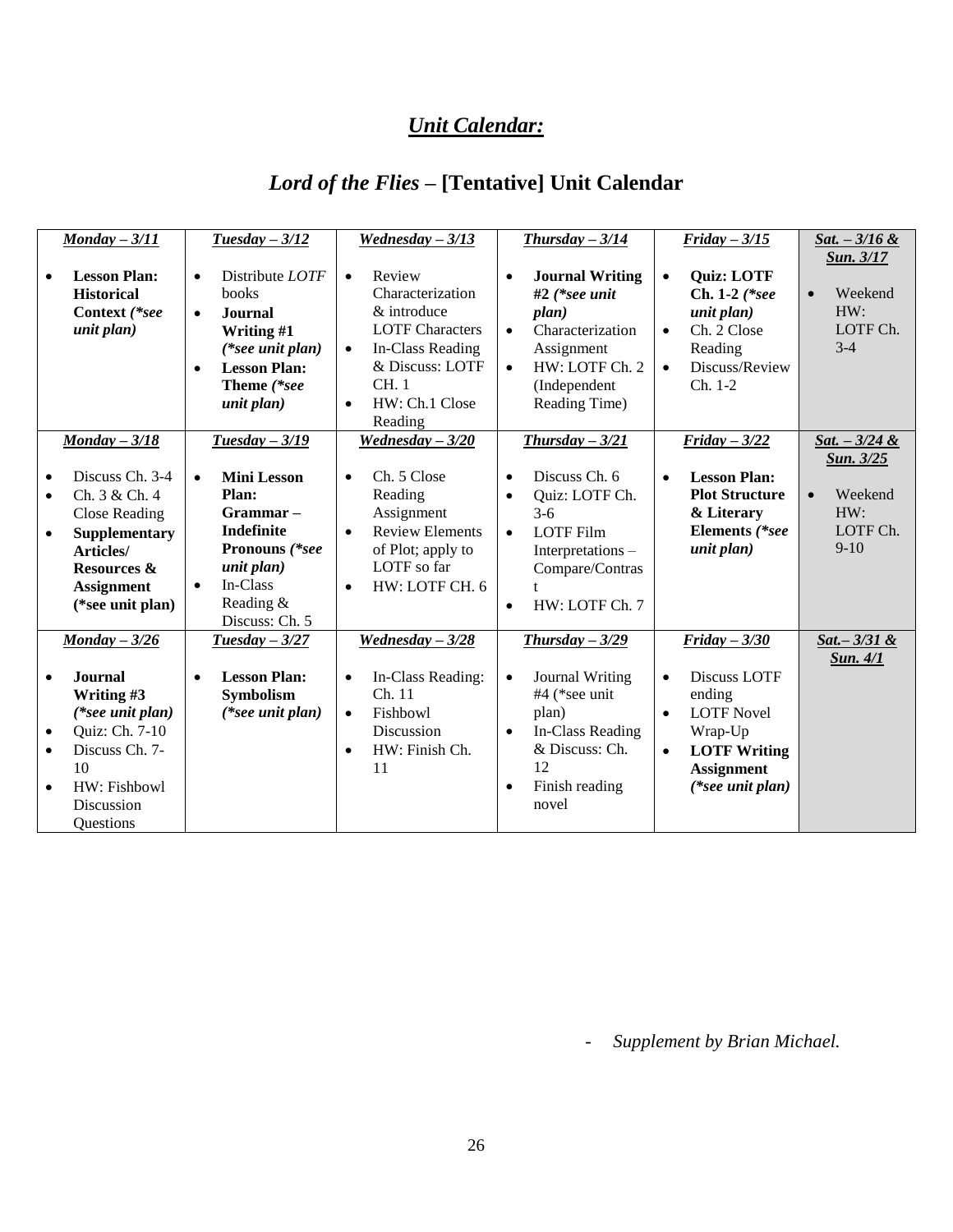## ***Unit Calendar:***

# ***Lord of the Flies* – [Tentative] Unit Calendar**

| ***Monday – 3/11*** | ***Tuesday – 3/12*** | ***Wednesday – 3/13*** | ***Thursday – 3/14*** | ***Friday – 3/15*** | ***Sat. – 3/16 & Sun. 3/17*** |
|---|---|---|---|---|---|
| • **Lesson Plan: Historical Context *(\*see unit plan)*** | • Distribute *LOTF* books<br>• **Journal Writing #1 *(\*see unit plan)***<br>• **Lesson Plan: Theme *(\*see unit plan)*** | • Review Characterization & introduce LOTF Characters<br>• In-Class Reading & Discuss: LOTF CH. 1<br>• HW: Ch.1 Close Reading | • **Journal Writing #2 *(\*see unit plan)***<br>• Characterization Assignment<br>• HW: LOTF Ch. 2 (Independent Reading Time) | • **Quiz: LOTF Ch. 1-2 *(\*see unit plan)***<br>• Ch. 2 Close Reading<br>• Discuss/Review Ch. 1-2 | • Weekend HW: LOTF Ch. 3-4 |
| ***Monday – 3/18*** | ***Tuesday – 3/19*** | ***Wednesday – 3/20*** | ***Thursday – 3/21*** | ***Friday – 3/22*** | ***Sat. – 3/24 & Sun. 3/25*** |
| • Discuss Ch. 3-4<br>• Ch. 3 & Ch. 4 Close Reading<br>• **Supplementary Articles/ Resources & Assignment (\*see unit plan)** | • **Mini Lesson Plan: Grammar – Indefinite Pronouns *(\*see unit plan)***<br>• In-Class Reading & Discuss: Ch. 5 | • Ch. 5 Close Reading Assignment<br>• Review Elements of Plot; apply to LOTF so far<br>• HW: LOTF CH. 6 | • Discuss Ch. 6<br>• Quiz: LOTF Ch. 3-6<br>• LOTF Film Interpretations – Compare/Contrast<br>• HW: LOTF Ch. 7 | • **Lesson Plan: Plot Structure & Literary Elements *(\*see unit plan)*** | • Weekend HW: LOTF Ch. 9-10 |
| ***Monday – 3/26*** | ***Tuesday – 3/27*** | ***Wednesday – 3/28*** | ***Thursday – 3/29*** | ***Friday – 3/30*** | ***Sat.– 3/31 & Sun. 4/1*** |
| • **Journal Writing #3 *(\*see unit plan)***<br>• Quiz: Ch. 7-10<br>• Discuss Ch. 7-10<br>• HW: Fishbowl Discussion Questions | • **Lesson Plan: Symbolism *(\*see unit plan)*** | • In-Class Reading: Ch. 11<br>• Fishbowl Discussion<br>• HW: Finish Ch. 11 | • Journal Writing #4 (\*see unit plan)<br>• In-Class Reading & Discuss: Ch. 12<br>• Finish reading novel | • Discuss LOTF ending<br>• LOTF Novel Wrap-Up<br>• **LOTF Writing Assignment *(\*see unit plan)*** | |

- *Supplement by Brian Michael.*